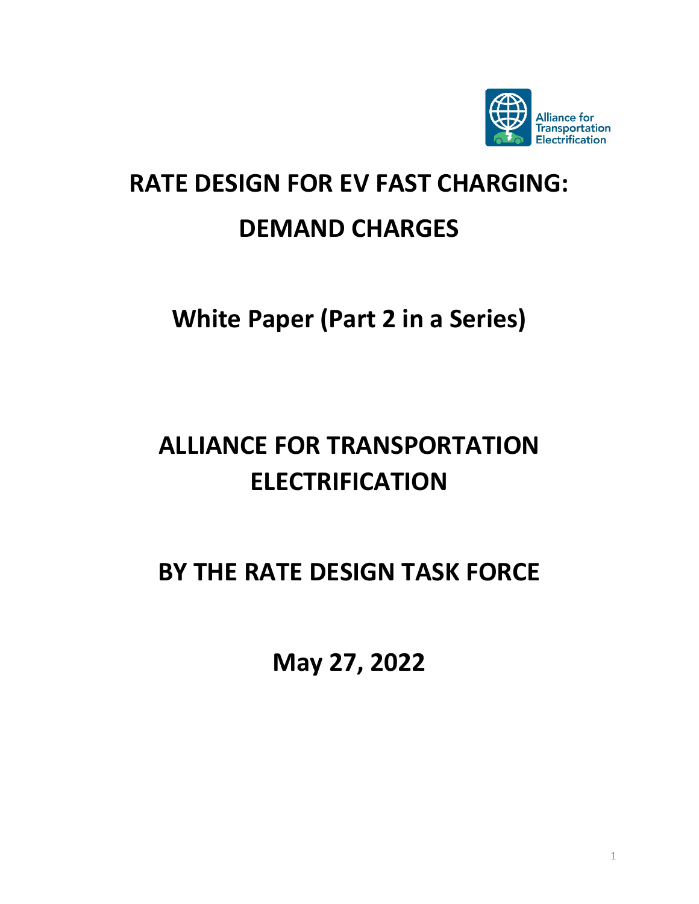# RATE DESIGN FOR EV FAST CHARGING: DEMAND CHARGES

## White Paper (Part 2 in a Series)

## ALLIANCE FOR TRANSPORTATION ELECTRIFICATION

## BY THE RATE DESIGN TASK FORCE

## May 27, 2022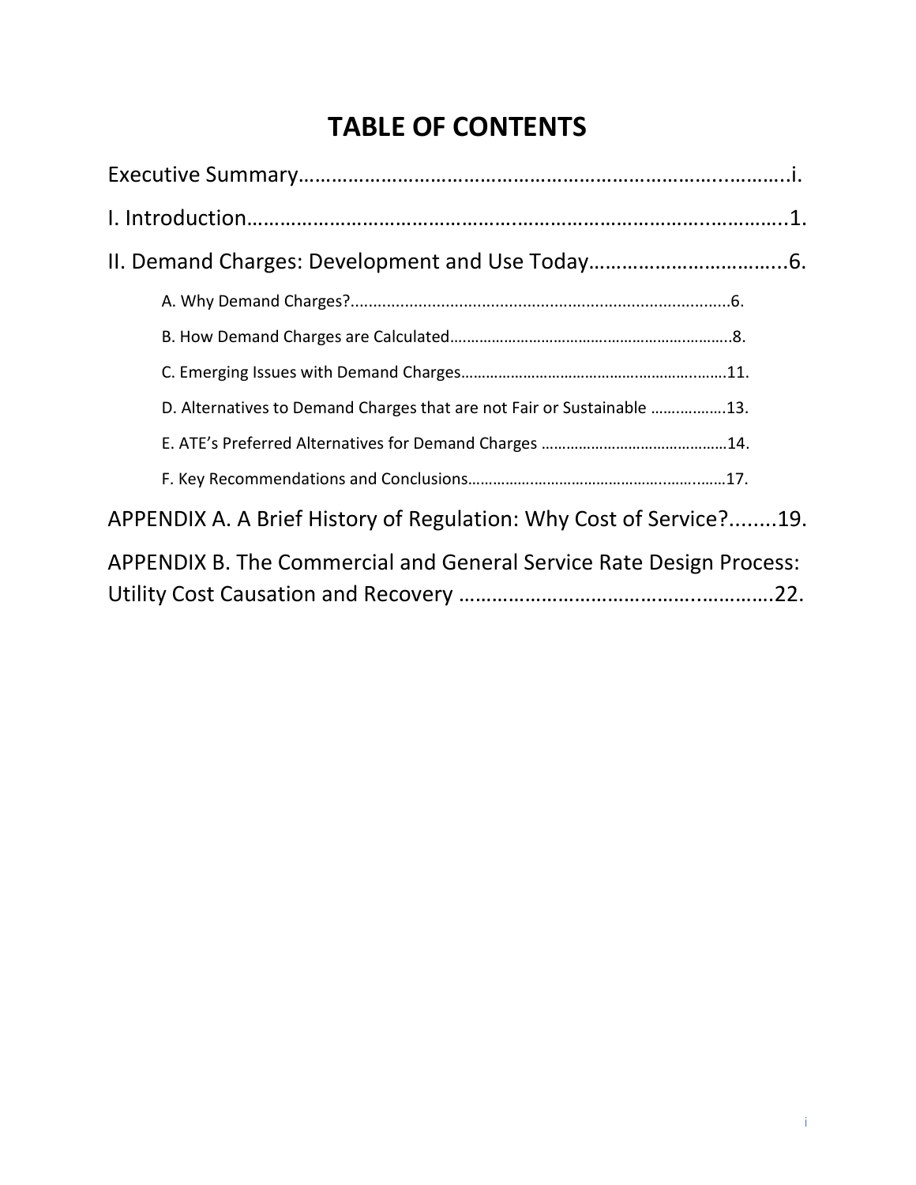# TABLE OF CONTENTS

Executive Summary……………………………………………………………………..………..i.

I. Introduction……………………………………………..………………………..………….1.

II. Demand Charges: Development and Use Today……………………………...6.

- A. Why Demand Charges?.......................................................................................6.
- B. How Demand Charges are Calculated…………………………..……………….………..8.
- C. Emerging Issues with Demand Charges……………………………….………….……..11.
- D. Alternatives to Demand Charges that are not Fair or Sustainable ……………..13.
- E. ATE's Preferred Alternatives for Demand Charges ………………………………………14.
- F. Key Recommendations and Conclusions…………………………………….…….……17.

APPENDIX A. A Brief History of Regulation: Why Cost of Service?........19.

APPENDIX B. The Commercial and General Service Rate Design Process: Utility Cost Causation and Recovery ………………………………..………….22.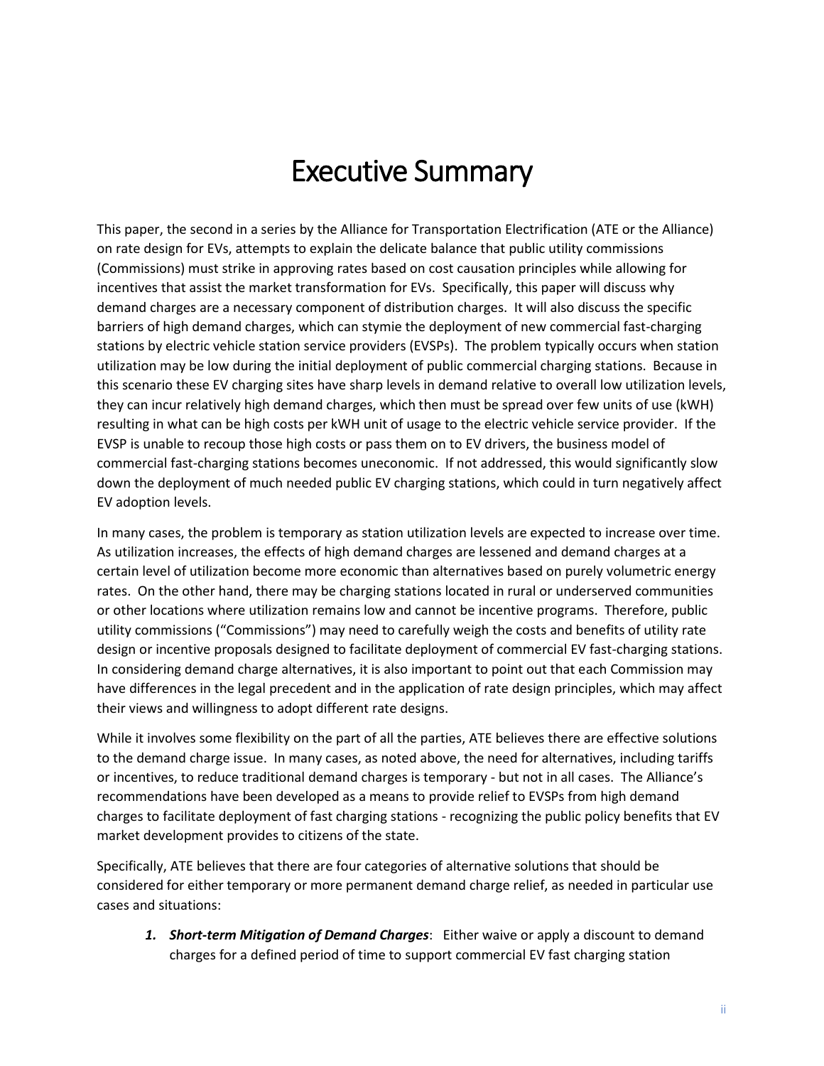# Executive Summary

This paper, the second in a series by the Alliance for Transportation Electrification (ATE or the Alliance) on rate design for EVs, attempts to explain the delicate balance that public utility commissions (Commissions) must strike in approving rates based on cost causation principles while allowing for incentives that assist the market transformation for EVs. Specifically, this paper will discuss why demand charges are a necessary component of distribution charges. It will also discuss the specific barriers of high demand charges, which can stymie the deployment of new commercial fast-charging stations by electric vehicle station service providers (EVSPs). The problem typically occurs when station utilization may be low during the initial deployment of public commercial charging stations. Because in this scenario these EV charging sites have sharp levels in demand relative to overall low utilization levels, they can incur relatively high demand charges, which then must be spread over few units of use (kWH) resulting in what can be high costs per kWH unit of usage to the electric vehicle service provider. If the EVSP is unable to recoup those high costs or pass them on to EV drivers, the business model of commercial fast-charging stations becomes uneconomic. If not addressed, this would significantly slow down the deployment of much needed public EV charging stations, which could in turn negatively affect EV adoption levels.

In many cases, the problem is temporary as station utilization levels are expected to increase over time. As utilization increases, the effects of high demand charges are lessened and demand charges at a certain level of utilization become more economic than alternatives based on purely volumetric energy rates. On the other hand, there may be charging stations located in rural or underserved communities or other locations where utilization remains low and cannot be incentive programs. Therefore, public utility commissions ("Commissions") may need to carefully weigh the costs and benefits of utility rate design or incentive proposals designed to facilitate deployment of commercial EV fast-charging stations. In considering demand charge alternatives, it is also important to point out that each Commission may have differences in the legal precedent and in the application of rate design principles, which may affect their views and willingness to adopt different rate designs.

While it involves some flexibility on the part of all the parties, ATE believes there are effective solutions to the demand charge issue. In many cases, as noted above, the need for alternatives, including tariffs or incentives, to reduce traditional demand charges is temporary - but not in all cases. The Alliance's recommendations have been developed as a means to provide relief to EVSPs from high demand charges to facilitate deployment of fast charging stations - recognizing the public policy benefits that EV market development provides to citizens of the state.

Specifically, ATE believes that there are four categories of alternative solutions that should be considered for either temporary or more permanent demand charge relief, as needed in particular use cases and situations:

1. ***Short-term Mitigation of Demand Charges***: Either waive or apply a discount to demand charges for a defined period of time to support commercial EV fast charging station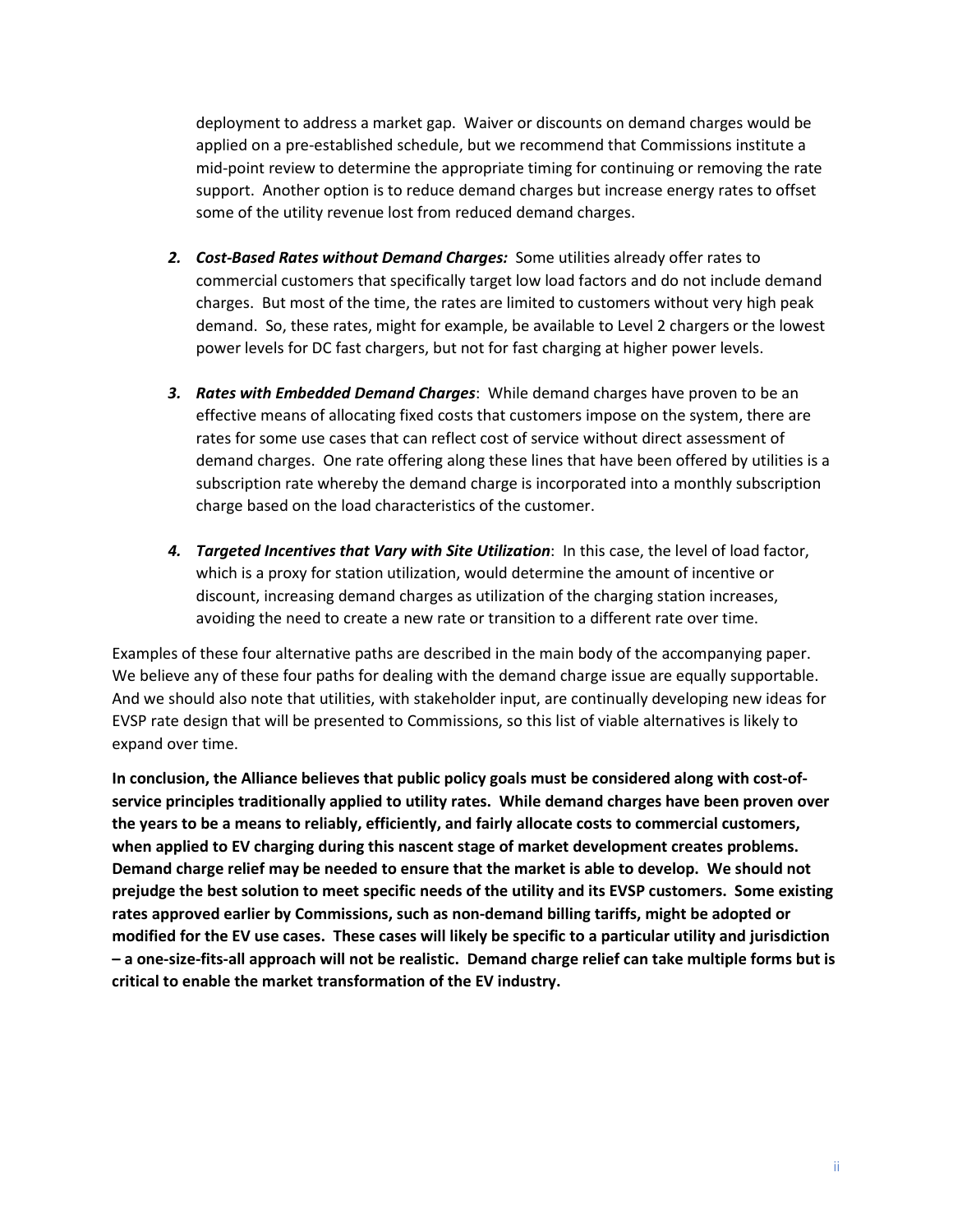deployment to address a market gap. Waiver or discounts on demand charges would be applied on a pre-established schedule, but we recommend that Commissions institute a mid-point review to determine the appropriate timing for continuing or removing the rate support. Another option is to reduce demand charges but increase energy rates to offset some of the utility revenue lost from reduced demand charges.

2. ***Cost-Based Rates without Demand Charges:*** Some utilities already offer rates to commercial customers that specifically target low load factors and do not include demand charges. But most of the time, the rates are limited to customers without very high peak demand. So, these rates, might for example, be available to Level 2 chargers or the lowest power levels for DC fast chargers, but not for fast charging at higher power levels.

3. ***Rates with Embedded Demand Charges***: While demand charges have proven to be an effective means of allocating fixed costs that customers impose on the system, there are rates for some use cases that can reflect cost of service without direct assessment of demand charges. One rate offering along these lines that have been offered by utilities is a subscription rate whereby the demand charge is incorporated into a monthly subscription charge based on the load characteristics of the customer.

4. ***Targeted Incentives that Vary with Site Utilization***: In this case, the level of load factor, which is a proxy for station utilization, would determine the amount of incentive or discount, increasing demand charges as utilization of the charging station increases, avoiding the need to create a new rate or transition to a different rate over time.

Examples of these four alternative paths are described in the main body of the accompanying paper. We believe any of these four paths for dealing with the demand charge issue are equally supportable. And we should also note that utilities, with stakeholder input, are continually developing new ideas for EVSP rate design that will be presented to Commissions, so this list of viable alternatives is likely to expand over time.

**In conclusion, the Alliance believes that public policy goals must be considered along with cost-of-service principles traditionally applied to utility rates. While demand charges have been proven over the years to be a means to reliably, efficiently, and fairly allocate costs to commercial customers, when applied to EV charging during this nascent stage of market development creates problems. Demand charge relief may be needed to ensure that the market is able to develop. We should not prejudge the best solution to meet specific needs of the utility and its EVSP customers. Some existing rates approved earlier by Commissions, such as non-demand billing tariffs, might be adopted or modified for the EV use cases. These cases will likely be specific to a particular utility and jurisdiction – a one-size-fits-all approach will not be realistic. Demand charge relief can take multiple forms but is critical to enable the market transformation of the EV industry.**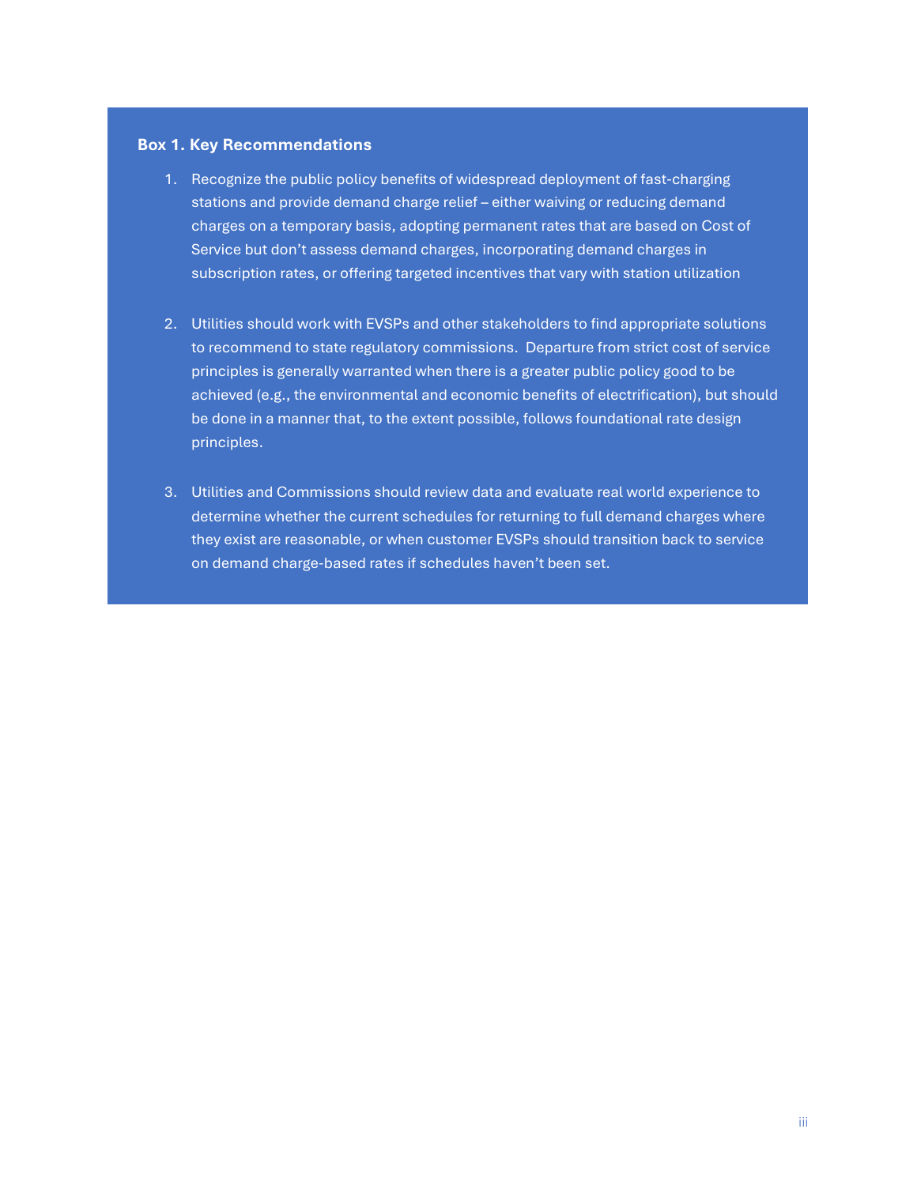**Box 1. Key Recommendations**

1. Recognize the public policy benefits of widespread deployment of fast-charging stations and provide demand charge relief – either waiving or reducing demand charges on a temporary basis, adopting permanent rates that are based on Cost of Service but don't assess demand charges, incorporating demand charges in subscription rates, or offering targeted incentives that vary with station utilization

2. Utilities should work with EVSPs and other stakeholders to find appropriate solutions to recommend to state regulatory commissions. Departure from strict cost of service principles is generally warranted when there is a greater public policy good to be achieved (e.g., the environmental and economic benefits of electrification), but should be done in a manner that, to the extent possible, follows foundational rate design principles.

3. Utilities and Commissions should review data and evaluate real world experience to determine whether the current schedules for returning to full demand charges where they exist are reasonable, or when customer EVSPs should transition back to service on demand charge-based rates if schedules haven't been set.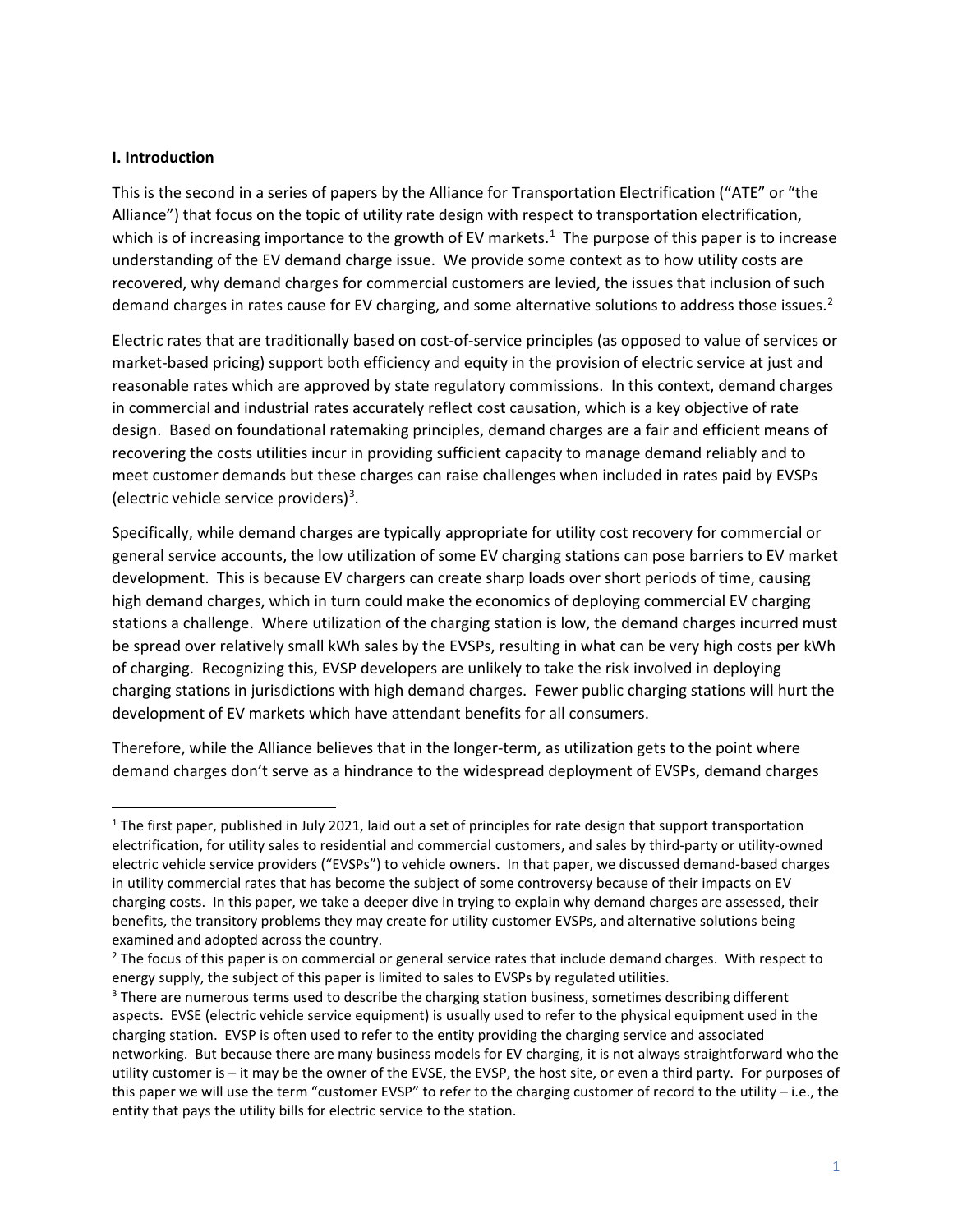**I. Introduction**

This is the second in a series of papers by the Alliance for Transportation Electrification ("ATE" or "the Alliance") that focus on the topic of utility rate design with respect to transportation electrification, which is of increasing importance to the growth of EV markets.[1] The purpose of this paper is to increase understanding of the EV demand charge issue. We provide some context as to how utility costs are recovered, why demand charges for commercial customers are levied, the issues that inclusion of such demand charges in rates cause for EV charging, and some alternative solutions to address those issues.[2]

Electric rates that are traditionally based on cost-of-service principles (as opposed to value of services or market-based pricing) support both efficiency and equity in the provision of electric service at just and reasonable rates which are approved by state regulatory commissions. In this context, demand charges in commercial and industrial rates accurately reflect cost causation, which is a key objective of rate design. Based on foundational ratemaking principles, demand charges are a fair and efficient means of recovering the costs utilities incur in providing sufficient capacity to manage demand reliably and to meet customer demands but these charges can raise challenges when included in rates paid by EVSPs (electric vehicle service providers)[3].

Specifically, while demand charges are typically appropriate for utility cost recovery for commercial or general service accounts, the low utilization of some EV charging stations can pose barriers to EV market development. This is because EV chargers can create sharp loads over short periods of time, causing high demand charges, which in turn could make the economics of deploying commercial EV charging stations a challenge. Where utilization of the charging station is low, the demand charges incurred must be spread over relatively small kWh sales by the EVSPs, resulting in what can be very high costs per kWh of charging. Recognizing this, EVSP developers are unlikely to take the risk involved in deploying charging stations in jurisdictions with high demand charges. Fewer public charging stations will hurt the development of EV markets which have attendant benefits for all consumers.

Therefore, while the Alliance believes that in the longer-term, as utilization gets to the point where demand charges don't serve as a hindrance to the widespread deployment of EVSPs, demand charges

[1] The first paper, published in July 2021, laid out a set of principles for rate design that support transportation electrification, for utility sales to residential and commercial customers, and sales by third-party or utility-owned electric vehicle service providers ("EVSPs") to vehicle owners. In that paper, we discussed demand-based charges in utility commercial rates that has become the subject of some controversy because of their impacts on EV charging costs. In this paper, we take a deeper dive in trying to explain why demand charges are assessed, their benefits, the transitory problems they may create for utility customer EVSPs, and alternative solutions being examined and adopted across the country.

[2] The focus of this paper is on commercial or general service rates that include demand charges. With respect to energy supply, the subject of this paper is limited to sales to EVSPs by regulated utilities.

[3] There are numerous terms used to describe the charging station business, sometimes describing different aspects. EVSE (electric vehicle service equipment) is usually used to refer to the physical equipment used in the charging station. EVSP is often used to refer to the entity providing the charging service and associated networking. But because there are many business models for EV charging, it is not always straightforward who the utility customer is – it may be the owner of the EVSE, the EVSP, the host site, or even a third party. For purposes of this paper we will use the term "customer EVSP" to refer to the charging customer of record to the utility – i.e., the entity that pays the utility bills for electric service to the station.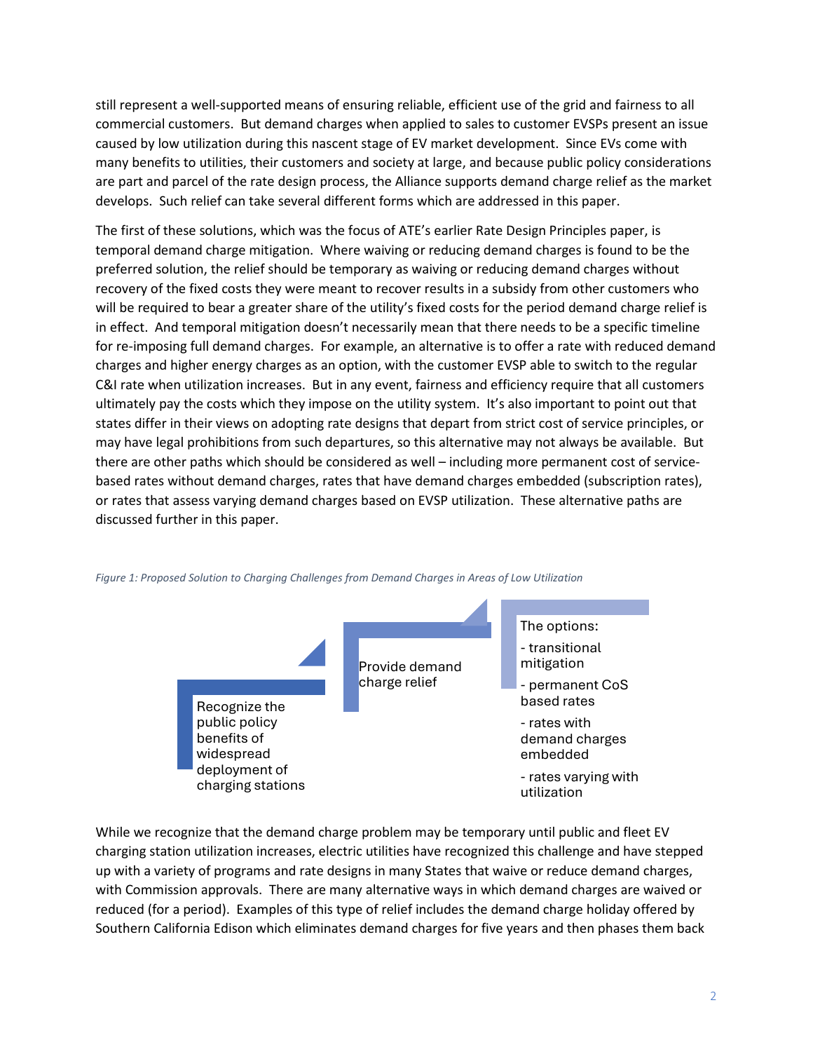still represent a well-supported means of ensuring reliable, efficient use of the grid and fairness to all commercial customers. But demand charges when applied to sales to customer EVSPs present an issue caused by low utilization during this nascent stage of EV market development. Since EVs come with many benefits to utilities, their customers and society at large, and because public policy considerations are part and parcel of the rate design process, the Alliance supports demand charge relief as the market develops. Such relief can take several different forms which are addressed in this paper.

The first of these solutions, which was the focus of ATE's earlier Rate Design Principles paper, is temporal demand charge mitigation. Where waiving or reducing demand charges is found to be the preferred solution, the relief should be temporary as waiving or reducing demand charges without recovery of the fixed costs they were meant to recover results in a subsidy from other customers who will be required to bear a greater share of the utility's fixed costs for the period demand charge relief is in effect. And temporal mitigation doesn't necessarily mean that there needs to be a specific timeline for re-imposing full demand charges. For example, an alternative is to offer a rate with reduced demand charges and higher energy charges as an option, with the customer EVSP able to switch to the regular C&I rate when utilization increases. But in any event, fairness and efficiency require that all customers ultimately pay the costs which they impose on the utility system. It's also important to point out that states differ in their views on adopting rate designs that depart from strict cost of service principles, or may have legal prohibitions from such departures, so this alternative may not always be available. But there are other paths which should be considered as well – including more permanent cost of service-based rates without demand charges, rates that have demand charges embedded (subscription rates), or rates that assess varying demand charges based on EVSP utilization. These alternative paths are discussed further in this paper.

*Figure 1: Proposed Solution to Charging Challenges from Demand Charges in Areas of Low Utilization*

Recognize the public policy benefits of widespread deployment of charging stations

Provide demand charge relief

The options:
- transitional mitigation
- permanent CoS based rates
- rates with demand charges embedded
- rates varying with utilization

While we recognize that the demand charge problem may be temporary until public and fleet EV charging station utilization increases, electric utilities have recognized this challenge and have stepped up with a variety of programs and rate designs in many States that waive or reduce demand charges, with Commission approvals. There are many alternative ways in which demand charges are waived or reduced (for a period). Examples of this type of relief includes the demand charge holiday offered by Southern California Edison which eliminates demand charges for five years and then phases them back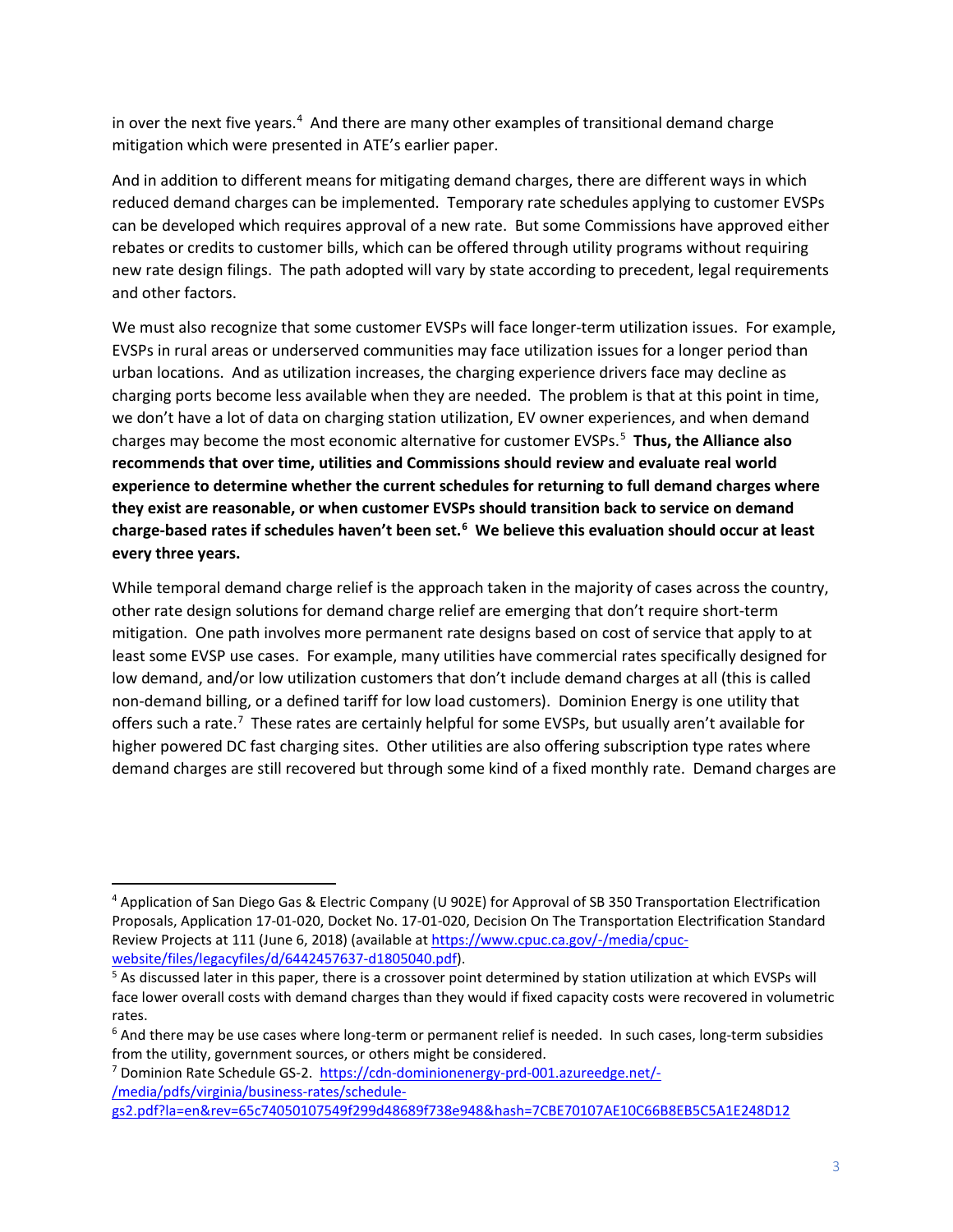in over the next five years.[4] And there are many other examples of transitional demand charge mitigation which were presented in ATE's earlier paper.

And in addition to different means for mitigating demand charges, there are different ways in which reduced demand charges can be implemented. Temporary rate schedules applying to customer EVSPs can be developed which requires approval of a new rate. But some Commissions have approved either rebates or credits to customer bills, which can be offered through utility programs without requiring new rate design filings. The path adopted will vary by state according to precedent, legal requirements and other factors.

We must also recognize that some customer EVSPs will face longer-term utilization issues. For example, EVSPs in rural areas or underserved communities may face utilization issues for a longer period than urban locations. And as utilization increases, the charging experience drivers face may decline as charging ports become less available when they are needed. The problem is that at this point in time, we don't have a lot of data on charging station utilization, EV owner experiences, and when demand charges may become the most economic alternative for customer EVSPs.[5] **Thus, the Alliance also recommends that over time, utilities and Commissions should review and evaluate real world experience to determine whether the current schedules for returning to full demand charges where they exist are reasonable, or when customer EVSPs should transition back to service on demand charge-based rates if schedules haven't been set.[6] We believe this evaluation should occur at least every three years.**

While temporal demand charge relief is the approach taken in the majority of cases across the country, other rate design solutions for demand charge relief are emerging that don't require short-term mitigation. One path involves more permanent rate designs based on cost of service that apply to at least some EVSP use cases. For example, many utilities have commercial rates specifically designed for low demand, and/or low utilization customers that don't include demand charges at all (this is called non-demand billing, or a defined tariff for low load customers). Dominion Energy is one utility that offers such a rate.[7] These rates are certainly helpful for some EVSPs, but usually aren't available for higher powered DC fast charging sites. Other utilities are also offering subscription type rates where demand charges are still recovered but through some kind of a fixed monthly rate. Demand charges are

---

[4] Application of San Diego Gas & Electric Company (U 902E) for Approval of SB 350 Transportation Electrification Proposals, Application 17-01-020, Docket No. 17-01-020, Decision On The Transportation Electrification Standard Review Projects at 111 (June 6, 2018) (available at https://www.cpuc.ca.gov/-/media/cpuc-website/files/legacyfiles/d/6442457637-d1805040.pdf).

[5] As discussed later in this paper, there is a crossover point determined by station utilization at which EVSPs will face lower overall costs with demand charges than they would if fixed capacity costs were recovered in volumetric rates.

[6] And there may be use cases where long-term or permanent relief is needed. In such cases, long-term subsidies from the utility, government sources, or others might be considered.

[7] Dominion Rate Schedule GS-2. https://cdn-dominionenergy-prd-001.azureedge.net/-/media/pdfs/virginia/business-rates/schedule-gs2.pdf?la=en&rev=65c74050107549f299d48689f738e948&hash=7CBE70107AE10C66B8EB5C5A1E248D12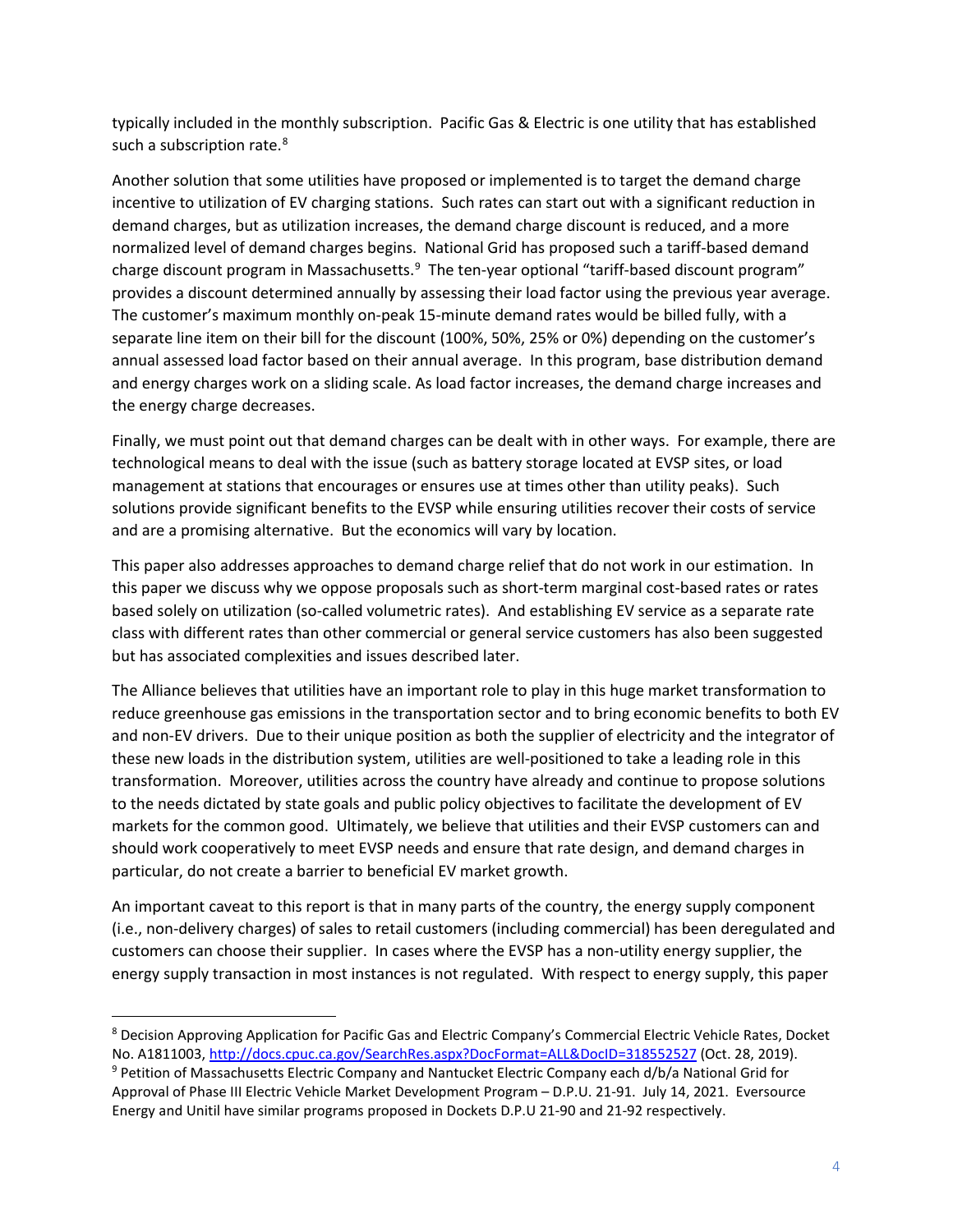typically included in the monthly subscription. Pacific Gas & Electric is one utility that has established such a subscription rate.[8]

Another solution that some utilities have proposed or implemented is to target the demand charge incentive to utilization of EV charging stations. Such rates can start out with a significant reduction in demand charges, but as utilization increases, the demand charge discount is reduced, and a more normalized level of demand charges begins. National Grid has proposed such a tariff-based demand charge discount program in Massachusetts.[9] The ten-year optional "tariff-based discount program" provides a discount determined annually by assessing their load factor using the previous year average. The customer's maximum monthly on-peak 15-minute demand rates would be billed fully, with a separate line item on their bill for the discount (100%, 50%, 25% or 0%) depending on the customer's annual assessed load factor based on their annual average. In this program, base distribution demand and energy charges work on a sliding scale. As load factor increases, the demand charge increases and the energy charge decreases.

Finally, we must point out that demand charges can be dealt with in other ways. For example, there are technological means to deal with the issue (such as battery storage located at EVSP sites, or load management at stations that encourages or ensures use at times other than utility peaks). Such solutions provide significant benefits to the EVSP while ensuring utilities recover their costs of service and are a promising alternative. But the economics will vary by location.

This paper also addresses approaches to demand charge relief that do not work in our estimation. In this paper we discuss why we oppose proposals such as short-term marginal cost-based rates or rates based solely on utilization (so-called volumetric rates). And establishing EV service as a separate rate class with different rates than other commercial or general service customers has also been suggested but has associated complexities and issues described later.

The Alliance believes that utilities have an important role to play in this huge market transformation to reduce greenhouse gas emissions in the transportation sector and to bring economic benefits to both EV and non-EV drivers. Due to their unique position as both the supplier of electricity and the integrator of these new loads in the distribution system, utilities are well-positioned to take a leading role in this transformation. Moreover, utilities across the country have already and continue to propose solutions to the needs dictated by state goals and public policy objectives to facilitate the development of EV markets for the common good. Ultimately, we believe that utilities and their EVSP customers can and should work cooperatively to meet EVSP needs and ensure that rate design, and demand charges in particular, do not create a barrier to beneficial EV market growth.

An important caveat to this report is that in many parts of the country, the energy supply component (i.e., non-delivery charges) of sales to retail customers (including commercial) has been deregulated and customers can choose their supplier. In cases where the EVSP has a non-utility energy supplier, the energy supply transaction in most instances is not regulated. With respect to energy supply, this paper

---

[8] Decision Approving Application for Pacific Gas and Electric Company's Commercial Electric Vehicle Rates, Docket No. A1811003, http://docs.cpuc.ca.gov/SearchRes.aspx?DocFormat=ALL&DocID=318552527 (Oct. 28, 2019).

[9] Petition of Massachusetts Electric Company and Nantucket Electric Company each d/b/a National Grid for Approval of Phase III Electric Vehicle Market Development Program – D.P.U. 21-91. July 14, 2021. Eversource Energy and Unitil have similar programs proposed in Dockets D.P.U 21-90 and 21-92 respectively.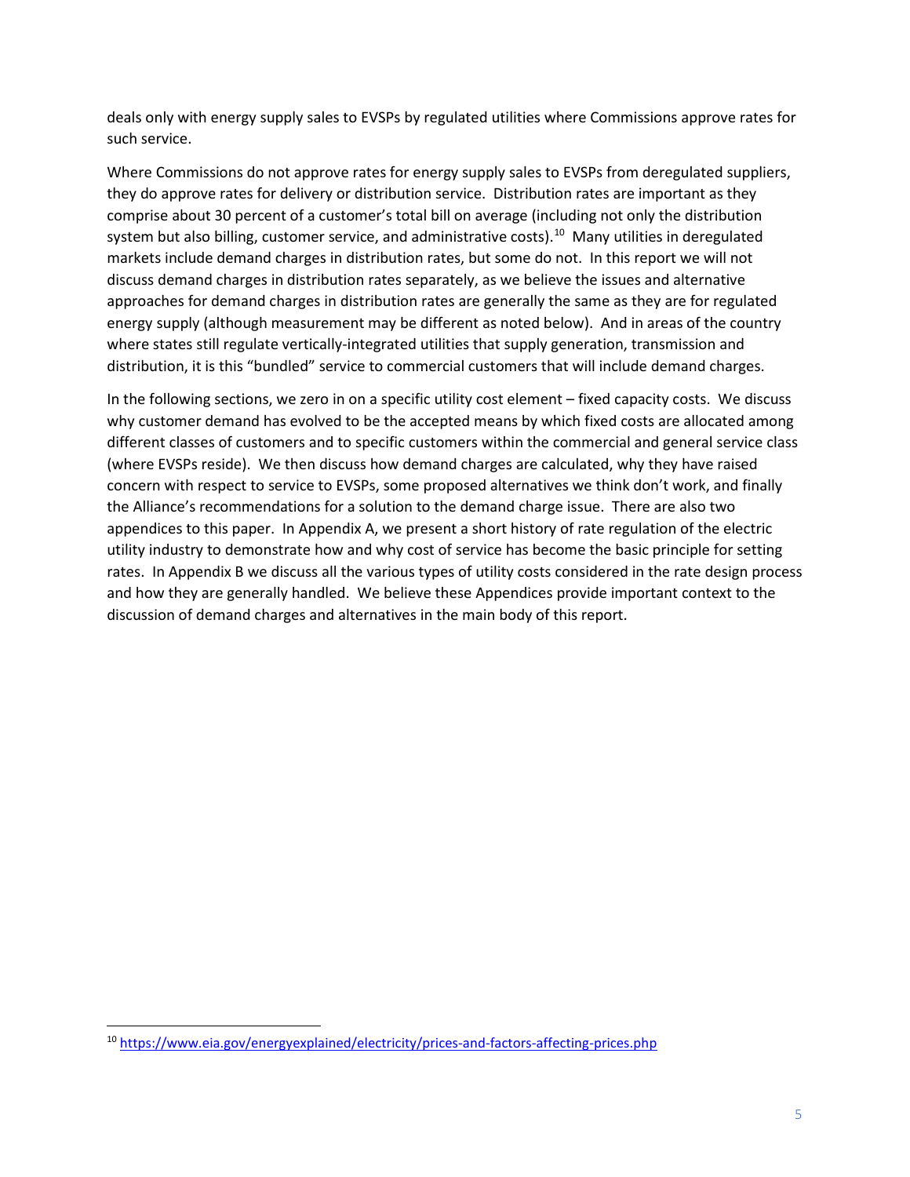deals only with energy supply sales to EVSPs by regulated utilities where Commissions approve rates for such service.

Where Commissions do not approve rates for energy supply sales to EVSPs from deregulated suppliers, they do approve rates for delivery or distribution service. Distribution rates are important as they comprise about 30 percent of a customer's total bill on average (including not only the distribution system but also billing, customer service, and administrative costs).[10] Many utilities in deregulated markets include demand charges in distribution rates, but some do not. In this report we will not discuss demand charges in distribution rates separately, as we believe the issues and alternative approaches for demand charges in distribution rates are generally the same as they are for regulated energy supply (although measurement may be different as noted below). And in areas of the country where states still regulate vertically-integrated utilities that supply generation, transmission and distribution, it is this "bundled" service to commercial customers that will include demand charges.

In the following sections, we zero in on a specific utility cost element – fixed capacity costs. We discuss why customer demand has evolved to be the accepted means by which fixed costs are allocated among different classes of customers and to specific customers within the commercial and general service class (where EVSPs reside). We then discuss how demand charges are calculated, why they have raised concern with respect to service to EVSPs, some proposed alternatives we think don't work, and finally the Alliance's recommendations for a solution to the demand charge issue. There are also two appendices to this paper. In Appendix A, we present a short history of rate regulation of the electric utility industry to demonstrate how and why cost of service has become the basic principle for setting rates. In Appendix B we discuss all the various types of utility costs considered in the rate design process and how they are generally handled. We believe these Appendices provide important context to the discussion of demand charges and alternatives in the main body of this report.

[10] https://www.eia.gov/energyexplained/electricity/prices-and-factors-affecting-prices.php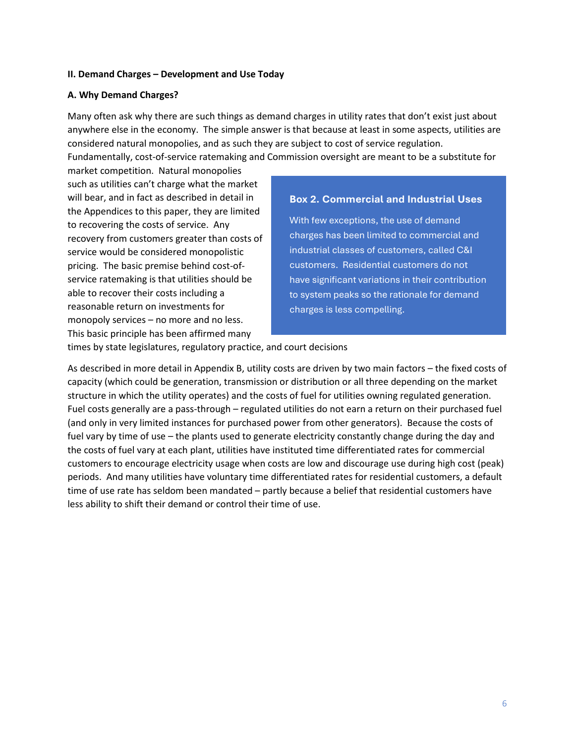**II. Demand Charges – Development and Use Today**

**A. Why Demand Charges?**

Many often ask why there are such things as demand charges in utility rates that don't exist just about anywhere else in the economy. The simple answer is that because at least in some aspects, utilities are considered natural monopolies, and as such they are subject to cost of service regulation. Fundamentally, cost-of-service ratemaking and Commission oversight are meant to be a substitute for market competition. Natural monopolies such as utilities can't charge what the market will bear, and in fact as described in detail in the Appendices to this paper, they are limited to recovering the costs of service. Any recovery from customers greater than costs of service would be considered monopolistic pricing. The basic premise behind cost-of-service ratemaking is that utilities should be able to recover their costs including a reasonable return on investments for monopoly services – no more and no less. This basic principle has been affirmed many times by state legislatures, regulatory practice, and court decisions

> **Box 2. Commercial and Industrial Uses**
>
> With few exceptions, the use of demand charges has been limited to commercial and industrial classes of customers, called C&I customers. Residential customers do not have significant variations in their contribution to system peaks so the rationale for demand charges is less compelling.

As described in more detail in Appendix B, utility costs are driven by two main factors – the fixed costs of capacity (which could be generation, transmission or distribution or all three depending on the market structure in which the utility operates) and the costs of fuel for utilities owning regulated generation. Fuel costs generally are a pass-through – regulated utilities do not earn a return on their purchased fuel (and only in very limited instances for purchased power from other generators). Because the costs of fuel vary by time of use – the plants used to generate electricity constantly change during the day and the costs of fuel vary at each plant, utilities have instituted time differentiated rates for commercial customers to encourage electricity usage when costs are low and discourage use during high cost (peak) periods. And many utilities have voluntary time differentiated rates for residential customers, a default time of use rate has seldom been mandated – partly because a belief that residential customers have less ability to shift their demand or control their time of use.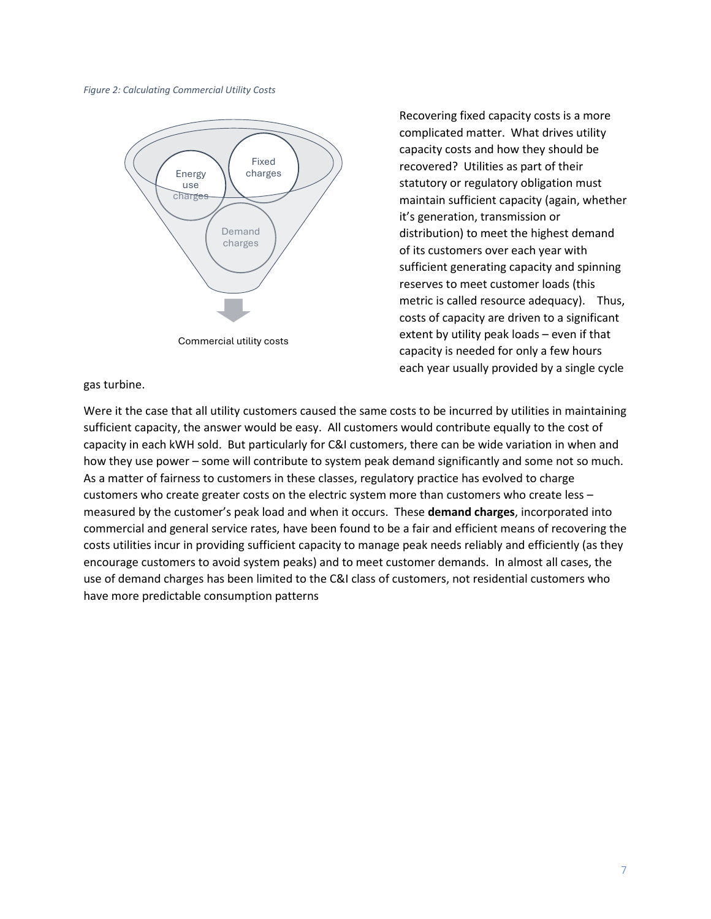*Figure 2: Calculating Commercial Utility Costs*

Energy use charges

Fixed charges

Demand charges

Commercial utility costs

Recovering fixed capacity costs is a more complicated matter. What drives utility capacity costs and how they should be recovered? Utilities as part of their statutory or regulatory obligation must maintain sufficient capacity (again, whether it's generation, transmission or distribution) to meet the highest demand of its customers over each year with sufficient generating capacity and spinning reserves to meet customer loads (this metric is called resource adequacy). Thus, costs of capacity are driven to a significant extent by utility peak loads – even if that capacity is needed for only a few hours each year usually provided by a single cycle gas turbine.

Were it the case that all utility customers caused the same costs to be incurred by utilities in maintaining sufficient capacity, the answer would be easy. All customers would contribute equally to the cost of capacity in each kWH sold. But particularly for C&I customers, there can be wide variation in when and how they use power – some will contribute to system peak demand significantly and some not so much. As a matter of fairness to customers in these classes, regulatory practice has evolved to charge customers who create greater costs on the electric system more than customers who create less – measured by the customer's peak load and when it occurs. These **demand charges**, incorporated into commercial and general service rates, have been found to be a fair and efficient means of recovering the costs utilities incur in providing sufficient capacity to manage peak needs reliably and efficiently (as they encourage customers to avoid system peaks) and to meet customer demands. In almost all cases, the use of demand charges has been limited to the C&I class of customers, not residential customers who have more predictable consumption patterns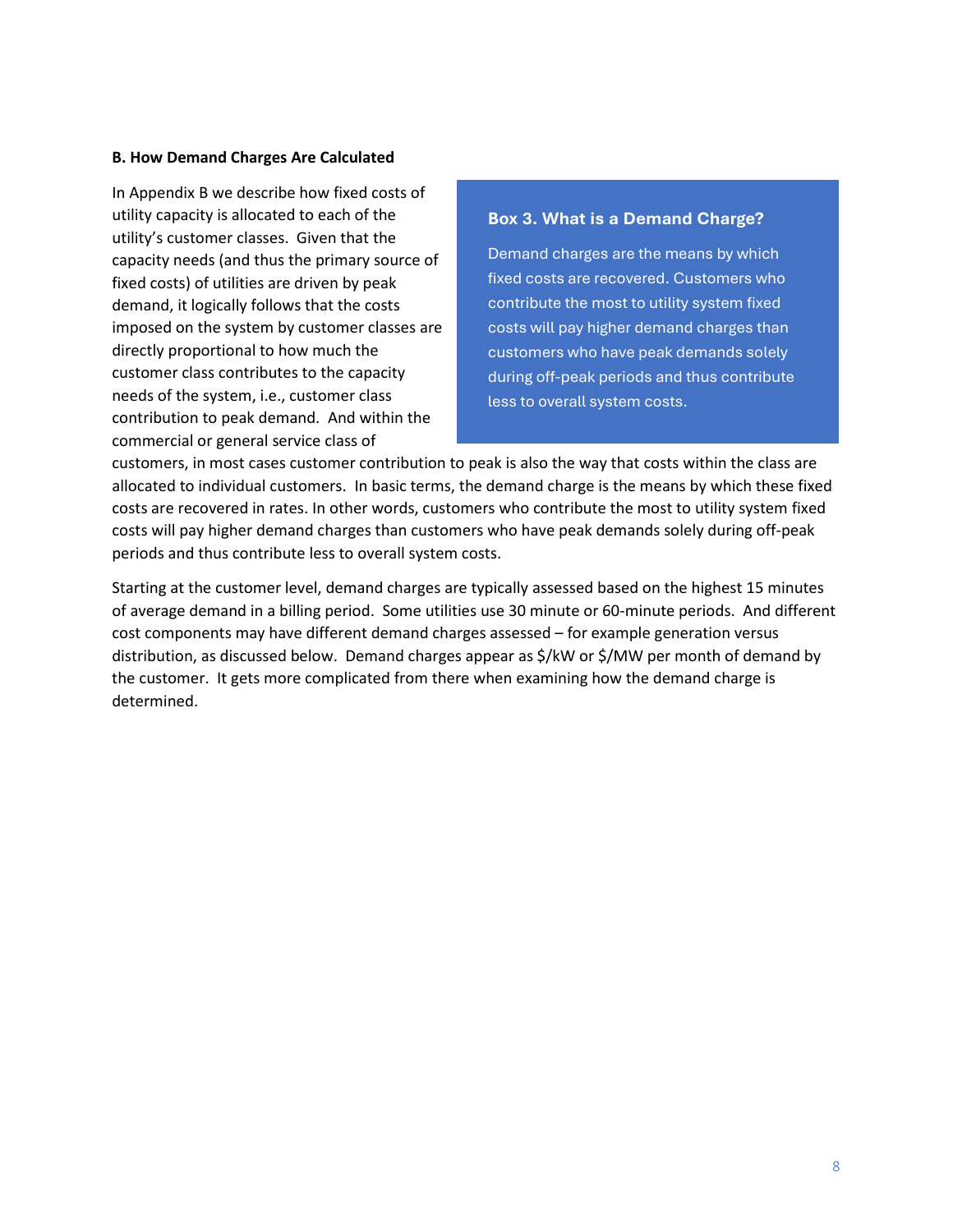### B. How Demand Charges Are Calculated

In Appendix B we describe how fixed costs of utility capacity is allocated to each of the utility's customer classes. Given that the capacity needs (and thus the primary source of fixed costs) of utilities are driven by peak demand, it logically follows that the costs imposed on the system by customer classes are directly proportional to how much the customer class contributes to the capacity needs of the system, i.e., customer class contribution to peak demand. And within the commercial or general service class of customers, in most cases customer contribution to peak is also the way that costs within the class are allocated to individual customers. In basic terms, the demand charge is the means by which these fixed costs are recovered in rates. In other words, customers who contribute the most to utility system fixed costs will pay higher demand charges than customers who have peak demands solely during off-peak periods and thus contribute less to overall system costs.

> **Box 3. What is a Demand Charge?**
>
> Demand charges are the means by which fixed costs are recovered. Customers who contribute the most to utility system fixed costs will pay higher demand charges than customers who have peak demands solely during off-peak periods and thus contribute less to overall system costs.

Starting at the customer level, demand charges are typically assessed based on the highest 15 minutes of average demand in a billing period. Some utilities use 30 minute or 60-minute periods. And different cost components may have different demand charges assessed – for example generation versus distribution, as discussed below. Demand charges appear as $/kW or $/MW per month of demand by the customer. It gets more complicated from there when examining how the demand charge is determined.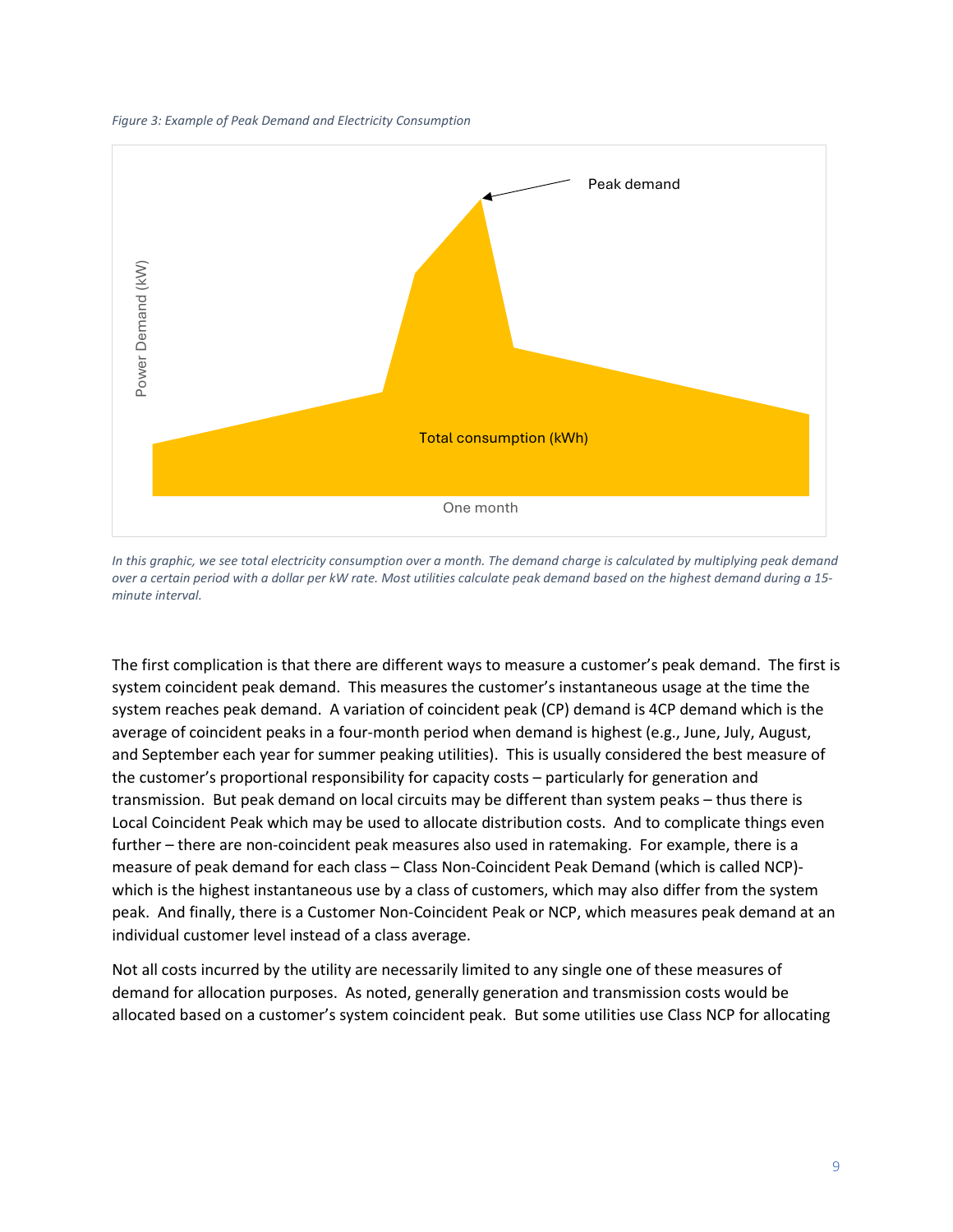*Figure 3: Example of Peak Demand and Electricity Consumption*

*In this graphic, we see total electricity consumption over a month. The demand charge is calculated by multiplying peak demand over a certain period with a dollar per kW rate. Most utilities calculate peak demand based on the highest demand during a 15-minute interval.*

The first complication is that there are different ways to measure a customer's peak demand. The first is system coincident peak demand. This measures the customer's instantaneous usage at the time the system reaches peak demand. A variation of coincident peak (CP) demand is 4CP demand which is the average of coincident peaks in a four-month period when demand is highest (e.g., June, July, August, and September each year for summer peaking utilities). This is usually considered the best measure of the customer's proportional responsibility for capacity costs – particularly for generation and transmission. But peak demand on local circuits may be different than system peaks – thus there is Local Coincident Peak which may be used to allocate distribution costs. And to complicate things even further – there are non-coincident peak measures also used in ratemaking. For example, there is a measure of peak demand for each class – Class Non-Coincident Peak Demand (which is called NCP)-which is the highest instantaneous use by a class of customers, which may also differ from the system peak. And finally, there is a Customer Non-Coincident Peak or NCP, which measures peak demand at an individual customer level instead of a class average.

Not all costs incurred by the utility are necessarily limited to any single one of these measures of demand for allocation purposes. As noted, generally generation and transmission costs would be allocated based on a customer's system coincident peak. But some utilities use Class NCP for allocating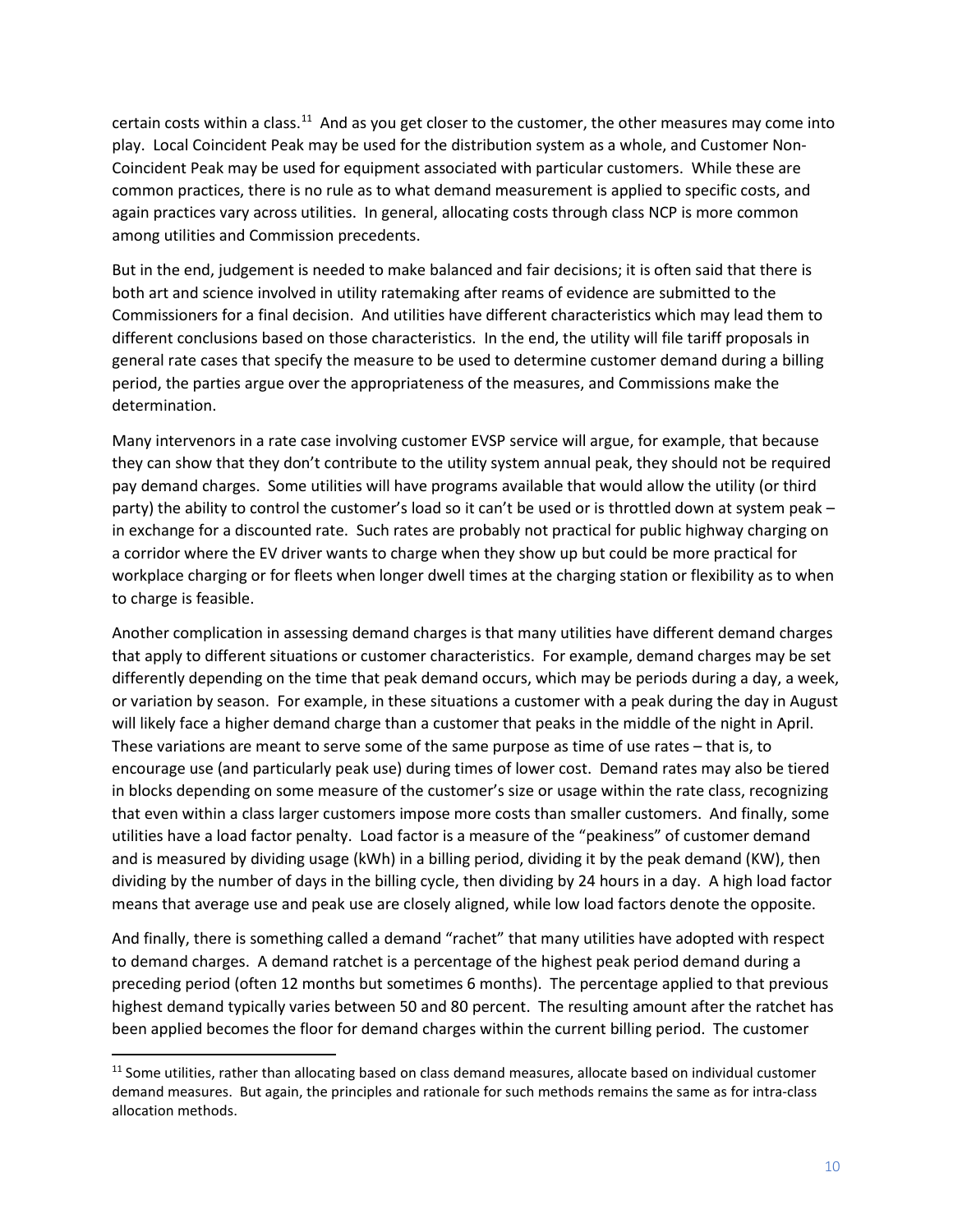certain costs within a class.[11] And as you get closer to the customer, the other measures may come into play. Local Coincident Peak may be used for the distribution system as a whole, and Customer Non-Coincident Peak may be used for equipment associated with particular customers. While these are common practices, there is no rule as to what demand measurement is applied to specific costs, and again practices vary across utilities. In general, allocating costs through class NCP is more common among utilities and Commission precedents.

But in the end, judgement is needed to make balanced and fair decisions; it is often said that there is both art and science involved in utility ratemaking after reams of evidence are submitted to the Commissioners for a final decision. And utilities have different characteristics which may lead them to different conclusions based on those characteristics. In the end, the utility will file tariff proposals in general rate cases that specify the measure to be used to determine customer demand during a billing period, the parties argue over the appropriateness of the measures, and Commissions make the determination.

Many intervenors in a rate case involving customer EVSP service will argue, for example, that because they can show that they don't contribute to the utility system annual peak, they should not be required pay demand charges. Some utilities will have programs available that would allow the utility (or third party) the ability to control the customer's load so it can't be used or is throttled down at system peak – in exchange for a discounted rate. Such rates are probably not practical for public highway charging on a corridor where the EV driver wants to charge when they show up but could be more practical for workplace charging or for fleets when longer dwell times at the charging station or flexibility as to when to charge is feasible.

Another complication in assessing demand charges is that many utilities have different demand charges that apply to different situations or customer characteristics. For example, demand charges may be set differently depending on the time that peak demand occurs, which may be periods during a day, a week, or variation by season. For example, in these situations a customer with a peak during the day in August will likely face a higher demand charge than a customer that peaks in the middle of the night in April. These variations are meant to serve some of the same purpose as time of use rates – that is, to encourage use (and particularly peak use) during times of lower cost. Demand rates may also be tiered in blocks depending on some measure of the customer's size or usage within the rate class, recognizing that even within a class larger customers impose more costs than smaller customers. And finally, some utilities have a load factor penalty. Load factor is a measure of the "peakiness" of customer demand and is measured by dividing usage (kWh) in a billing period, dividing it by the peak demand (KW), then dividing by the number of days in the billing cycle, then dividing by 24 hours in a day. A high load factor means that average use and peak use are closely aligned, while low load factors denote the opposite.

And finally, there is something called a demand "rachet" that many utilities have adopted with respect to demand charges. A demand ratchet is a percentage of the highest peak period demand during a preceding period (often 12 months but sometimes 6 months). The percentage applied to that previous highest demand typically varies between 50 and 80 percent. The resulting amount after the ratchet has been applied becomes the floor for demand charges within the current billing period. The customer

[11] Some utilities, rather than allocating based on class demand measures, allocate based on individual customer demand measures. But again, the principles and rationale for such methods remains the same as for intra-class allocation methods.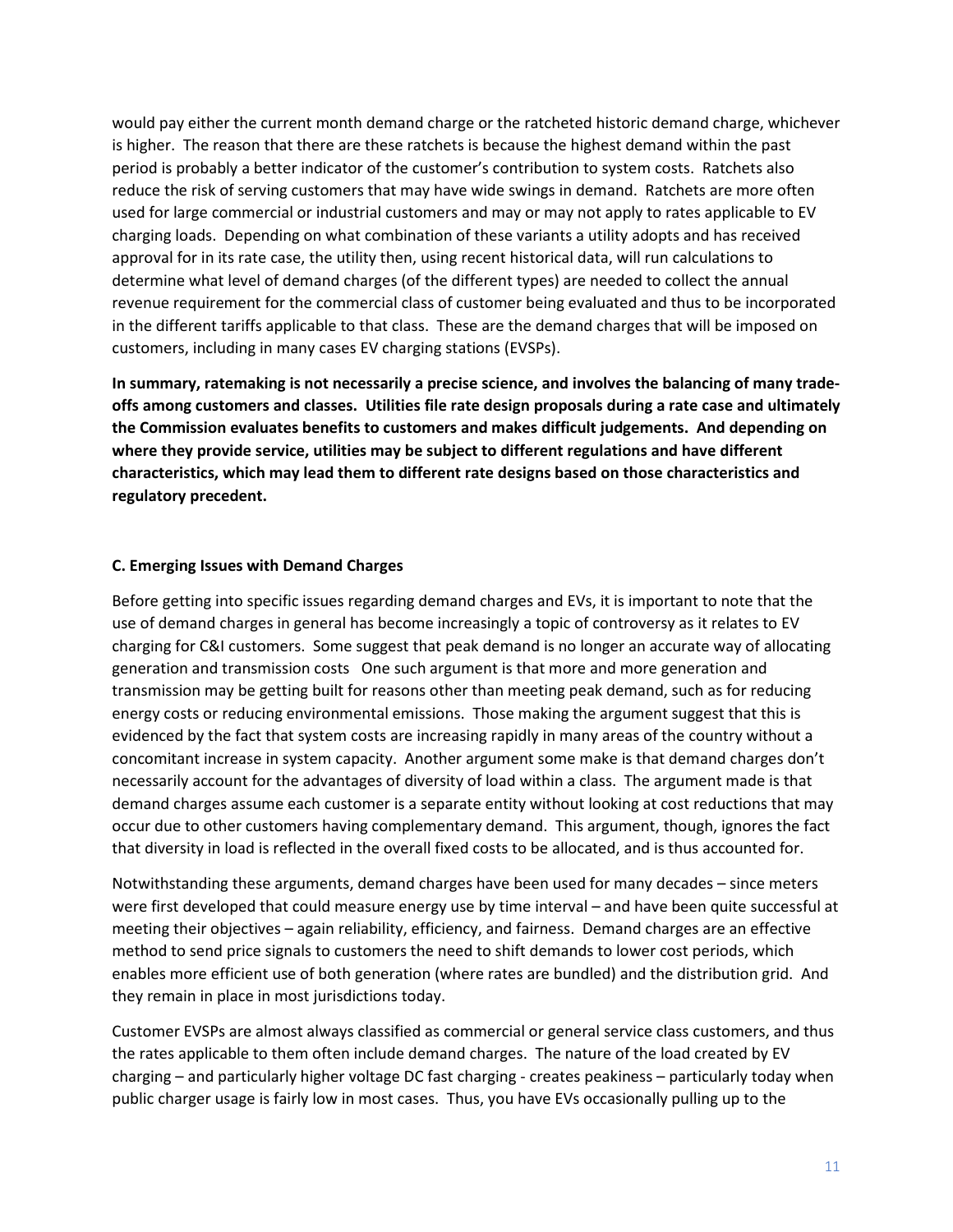would pay either the current month demand charge or the ratcheted historic demand charge, whichever is higher. The reason that there are these ratchets is because the highest demand within the past period is probably a better indicator of the customer's contribution to system costs. Ratchets also reduce the risk of serving customers that may have wide swings in demand. Ratchets are more often used for large commercial or industrial customers and may or may not apply to rates applicable to EV charging loads. Depending on what combination of these variants a utility adopts and has received approval for in its rate case, the utility then, using recent historical data, will run calculations to determine what level of demand charges (of the different types) are needed to collect the annual revenue requirement for the commercial class of customer being evaluated and thus to be incorporated in the different tariffs applicable to that class. These are the demand charges that will be imposed on customers, including in many cases EV charging stations (EVSPs).

**In summary, ratemaking is not necessarily a precise science, and involves the balancing of many trade-offs among customers and classes. Utilities file rate design proposals during a rate case and ultimately the Commission evaluates benefits to customers and makes difficult judgements. And depending on where they provide service, utilities may be subject to different regulations and have different characteristics, which may lead them to different rate designs based on those characteristics and regulatory precedent.**

### C. Emerging Issues with Demand Charges

Before getting into specific issues regarding demand charges and EVs, it is important to note that the use of demand charges in general has become increasingly a topic of controversy as it relates to EV charging for C&I customers. Some suggest that peak demand is no longer an accurate way of allocating generation and transmission costs One such argument is that more and more generation and transmission may be getting built for reasons other than meeting peak demand, such as for reducing energy costs or reducing environmental emissions. Those making the argument suggest that this is evidenced by the fact that system costs are increasing rapidly in many areas of the country without a concomitant increase in system capacity. Another argument some make is that demand charges don't necessarily account for the advantages of diversity of load within a class. The argument made is that demand charges assume each customer is a separate entity without looking at cost reductions that may occur due to other customers having complementary demand. This argument, though, ignores the fact that diversity in load is reflected in the overall fixed costs to be allocated, and is thus accounted for.

Notwithstanding these arguments, demand charges have been used for many decades – since meters were first developed that could measure energy use by time interval – and have been quite successful at meeting their objectives – again reliability, efficiency, and fairness. Demand charges are an effective method to send price signals to customers the need to shift demands to lower cost periods, which enables more efficient use of both generation (where rates are bundled) and the distribution grid. And they remain in place in most jurisdictions today.

Customer EVSPs are almost always classified as commercial or general service class customers, and thus the rates applicable to them often include demand charges. The nature of the load created by EV charging – and particularly higher voltage DC fast charging - creates peakiness – particularly today when public charger usage is fairly low in most cases. Thus, you have EVs occasionally pulling up to the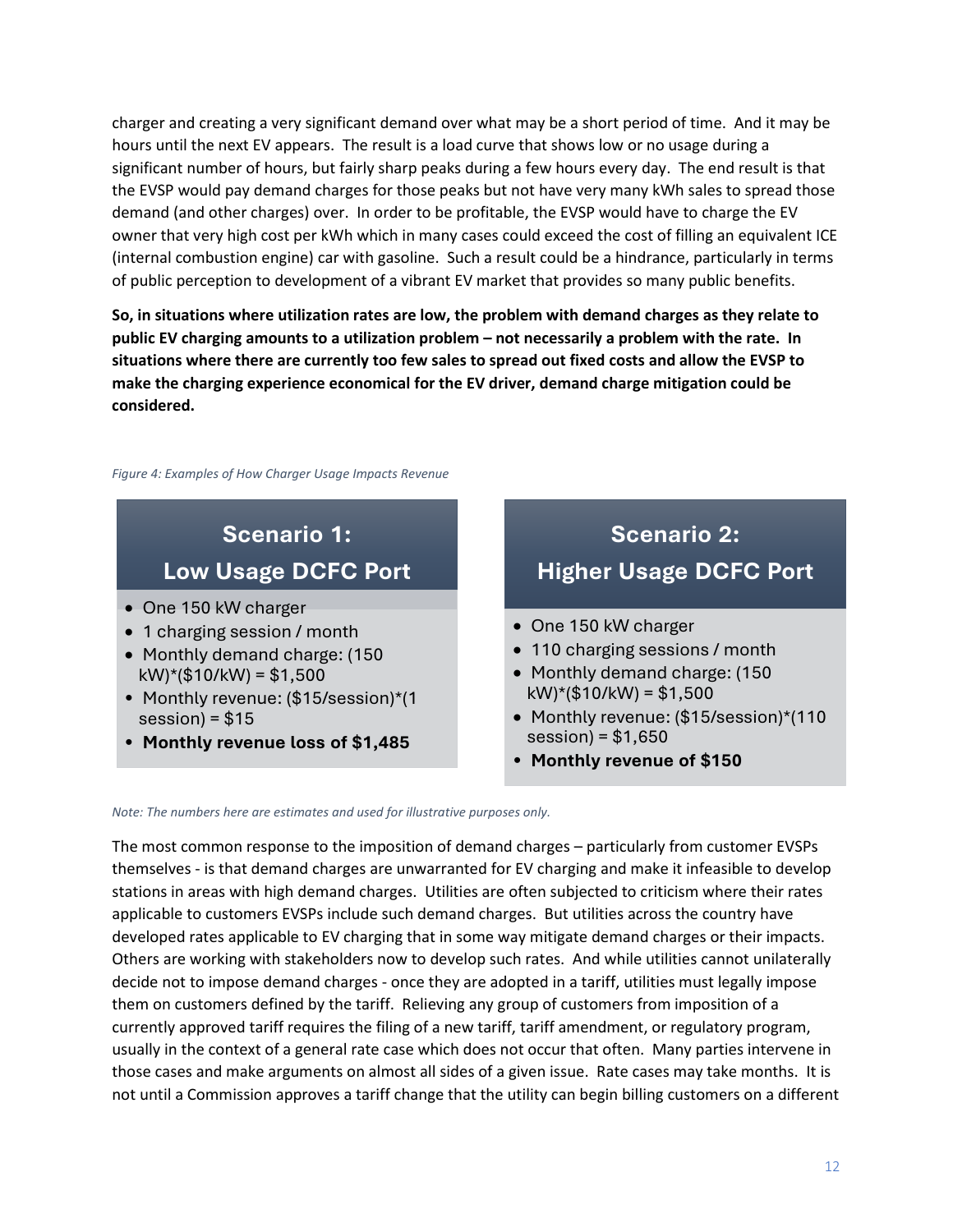charger and creating a very significant demand over what may be a short period of time. And it may be hours until the next EV appears. The result is a load curve that shows low or no usage during a significant number of hours, but fairly sharp peaks during a few hours every day. The end result is that the EVSP would pay demand charges for those peaks but not have very many kWh sales to spread those demand (and other charges) over. In order to be profitable, the EVSP would have to charge the EV owner that very high cost per kWh which in many cases could exceed the cost of filling an equivalent ICE (internal combustion engine) car with gasoline. Such a result could be a hindrance, particularly in terms of public perception to development of a vibrant EV market that provides so many public benefits.

**So, in situations where utilization rates are low, the problem with demand charges as they relate to public EV charging amounts to a utilization problem – not necessarily a problem with the rate. In situations where there are currently too few sales to spread out fixed costs and allow the EVSP to make the charging experience economical for the EV driver, demand charge mitigation could be considered.**

*Figure 4: Examples of How Charger Usage Impacts Revenue*

**Scenario 1: Low Usage DCFC Port**

- One 150 kW charger
- 1 charging session / month
- Monthly demand charge: (150 kW)*($10/kW) = $1,500
- Monthly revenue: ($15/session)*(1 session) = $15
- **Monthly revenue loss of $1,485**

**Scenario 2: Higher Usage DCFC Port**

- One 150 kW charger
- 110 charging sessions / month
- Monthly demand charge: (150 kW)*($10/kW) = $1,500
- Monthly revenue: ($15/session)*(110 session) = $1,650
- **Monthly revenue of $150**

*Note: The numbers here are estimates and used for illustrative purposes only.*

The most common response to the imposition of demand charges – particularly from customer EVSPs themselves - is that demand charges are unwarranted for EV charging and make it infeasible to develop stations in areas with high demand charges. Utilities are often subjected to criticism where their rates applicable to customers EVSPs include such demand charges. But utilities across the country have developed rates applicable to EV charging that in some way mitigate demand charges or their impacts. Others are working with stakeholders now to develop such rates. And while utilities cannot unilaterally decide not to impose demand charges - once they are adopted in a tariff, utilities must legally impose them on customers defined by the tariff. Relieving any group of customers from imposition of a currently approved tariff requires the filing of a new tariff, tariff amendment, or regulatory program, usually in the context of a general rate case which does not occur that often. Many parties intervene in those cases and make arguments on almost all sides of a given issue. Rate cases may take months. It is not until a Commission approves a tariff change that the utility can begin billing customers on a different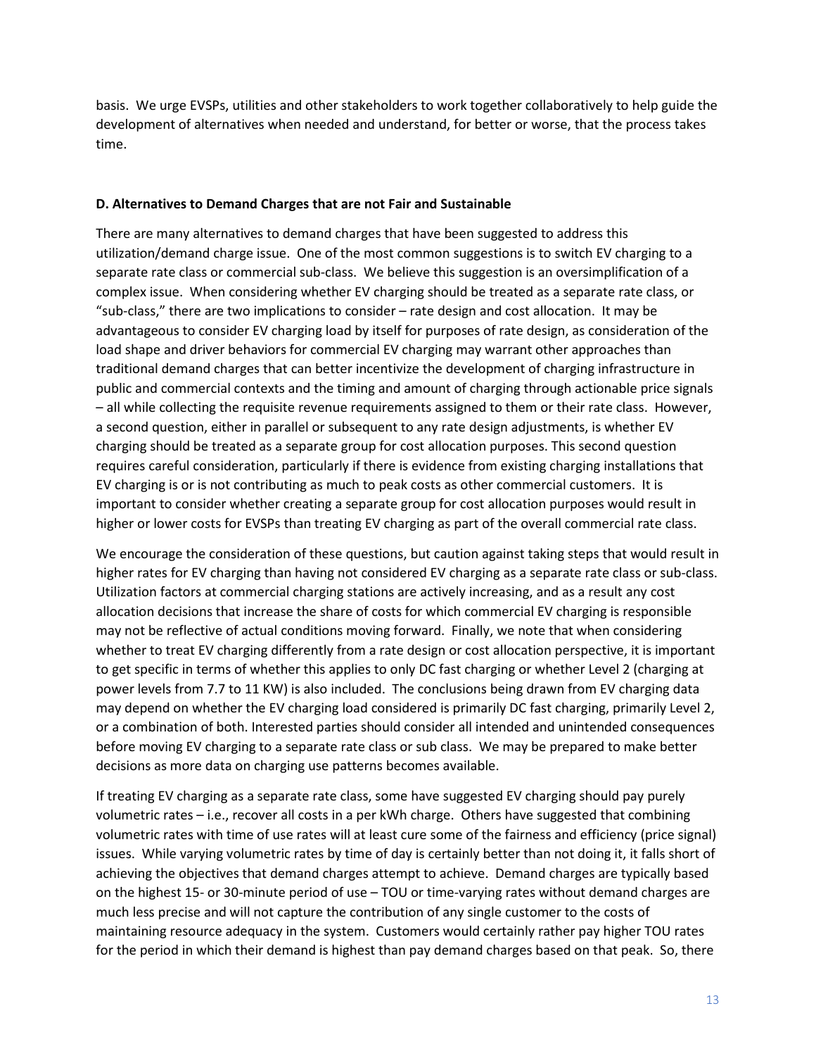basis. We urge EVSPs, utilities and other stakeholders to work together collaboratively to help guide the development of alternatives when needed and understand, for better or worse, that the process takes time.

**D. Alternatives to Demand Charges that are not Fair and Sustainable**

There are many alternatives to demand charges that have been suggested to address this utilization/demand charge issue. One of the most common suggestions is to switch EV charging to a separate rate class or commercial sub-class. We believe this suggestion is an oversimplification of a complex issue. When considering whether EV charging should be treated as a separate rate class, or "sub-class," there are two implications to consider – rate design and cost allocation. It may be advantageous to consider EV charging load by itself for purposes of rate design, as consideration of the load shape and driver behaviors for commercial EV charging may warrant other approaches than traditional demand charges that can better incentivize the development of charging infrastructure in public and commercial contexts and the timing and amount of charging through actionable price signals – all while collecting the requisite revenue requirements assigned to them or their rate class. However, a second question, either in parallel or subsequent to any rate design adjustments, is whether EV charging should be treated as a separate group for cost allocation purposes. This second question requires careful consideration, particularly if there is evidence from existing charging installations that EV charging is or is not contributing as much to peak costs as other commercial customers. It is important to consider whether creating a separate group for cost allocation purposes would result in higher or lower costs for EVSPs than treating EV charging as part of the overall commercial rate class.

We encourage the consideration of these questions, but caution against taking steps that would result in higher rates for EV charging than having not considered EV charging as a separate rate class or sub-class. Utilization factors at commercial charging stations are actively increasing, and as a result any cost allocation decisions that increase the share of costs for which commercial EV charging is responsible may not be reflective of actual conditions moving forward. Finally, we note that when considering whether to treat EV charging differently from a rate design or cost allocation perspective, it is important to get specific in terms of whether this applies to only DC fast charging or whether Level 2 (charging at power levels from 7.7 to 11 KW) is also included. The conclusions being drawn from EV charging data may depend on whether the EV charging load considered is primarily DC fast charging, primarily Level 2, or a combination of both. Interested parties should consider all intended and unintended consequences before moving EV charging to a separate rate class or sub class. We may be prepared to make better decisions as more data on charging use patterns becomes available.

If treating EV charging as a separate rate class, some have suggested EV charging should pay purely volumetric rates – i.e., recover all costs in a per kWh charge. Others have suggested that combining volumetric rates with time of use rates will at least cure some of the fairness and efficiency (price signal) issues. While varying volumetric rates by time of day is certainly better than not doing it, it falls short of achieving the objectives that demand charges attempt to achieve. Demand charges are typically based on the highest 15- or 30-minute period of use – TOU or time-varying rates without demand charges are much less precise and will not capture the contribution of any single customer to the costs of maintaining resource adequacy in the system. Customers would certainly rather pay higher TOU rates for the period in which their demand is highest than pay demand charges based on that peak. So, there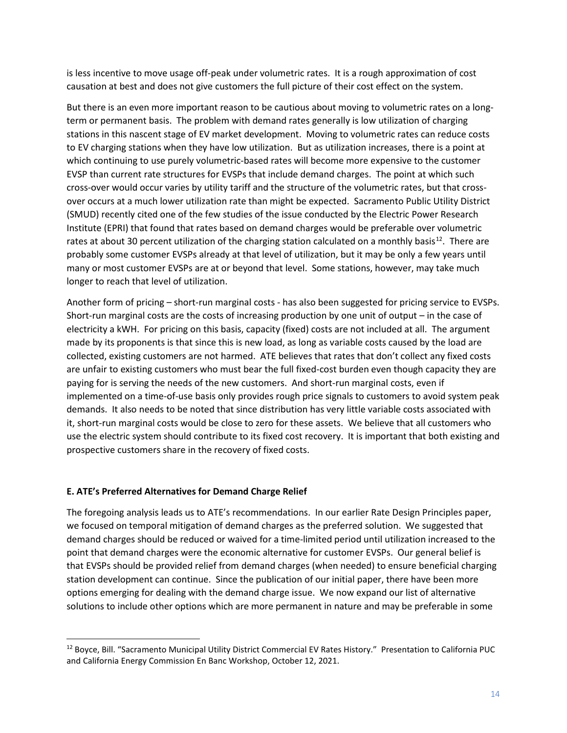is less incentive to move usage off-peak under volumetric rates. It is a rough approximation of cost causation at best and does not give customers the full picture of their cost effect on the system.

But there is an even more important reason to be cautious about moving to volumetric rates on a long-term or permanent basis. The problem with demand rates generally is low utilization of charging stations in this nascent stage of EV market development. Moving to volumetric rates can reduce costs to EV charging stations when they have low utilization. But as utilization increases, there is a point at which continuing to use purely volumetric-based rates will become more expensive to the customer EVSP than current rate structures for EVSPs that include demand charges. The point at which such cross-over would occur varies by utility tariff and the structure of the volumetric rates, but that cross-over occurs at a much lower utilization rate than might be expected. Sacramento Public Utility District (SMUD) recently cited one of the few studies of the issue conducted by the Electric Power Research Institute (EPRI) that found that rates based on demand charges would be preferable over volumetric rates at about 30 percent utilization of the charging station calculated on a monthly basis[12]. There are probably some customer EVSPs already at that level of utilization, but it may be only a few years until many or most customer EVSPs are at or beyond that level. Some stations, however, may take much longer to reach that level of utilization.

Another form of pricing – short-run marginal costs - has also been suggested for pricing service to EVSPs. Short-run marginal costs are the costs of increasing production by one unit of output – in the case of electricity a kWH. For pricing on this basis, capacity (fixed) costs are not included at all. The argument made by its proponents is that since this is new load, as long as variable costs caused by the load are collected, existing customers are not harmed. ATE believes that rates that don't collect any fixed costs are unfair to existing customers who must bear the full fixed-cost burden even though capacity they are paying for is serving the needs of the new customers. And short-run marginal costs, even if implemented on a time-of-use basis only provides rough price signals to customers to avoid system peak demands. It also needs to be noted that since distribution has very little variable costs associated with it, short-run marginal costs would be close to zero for these assets. We believe that all customers who use the electric system should contribute to its fixed cost recovery. It is important that both existing and prospective customers share in the recovery of fixed costs.

**E. ATE's Preferred Alternatives for Demand Charge Relief**

The foregoing analysis leads us to ATE's recommendations. In our earlier Rate Design Principles paper, we focused on temporal mitigation of demand charges as the preferred solution. We suggested that demand charges should be reduced or waived for a time-limited period until utilization increased to the point that demand charges were the economic alternative for customer EVSPs. Our general belief is that EVSPs should be provided relief from demand charges (when needed) to ensure beneficial charging station development can continue. Since the publication of our initial paper, there have been more options emerging for dealing with the demand charge issue. We now expand our list of alternative solutions to include other options which are more permanent in nature and may be preferable in some

[12] Boyce, Bill. "Sacramento Municipal Utility District Commercial EV Rates History." Presentation to California PUC and California Energy Commission En Banc Workshop, October 12, 2021.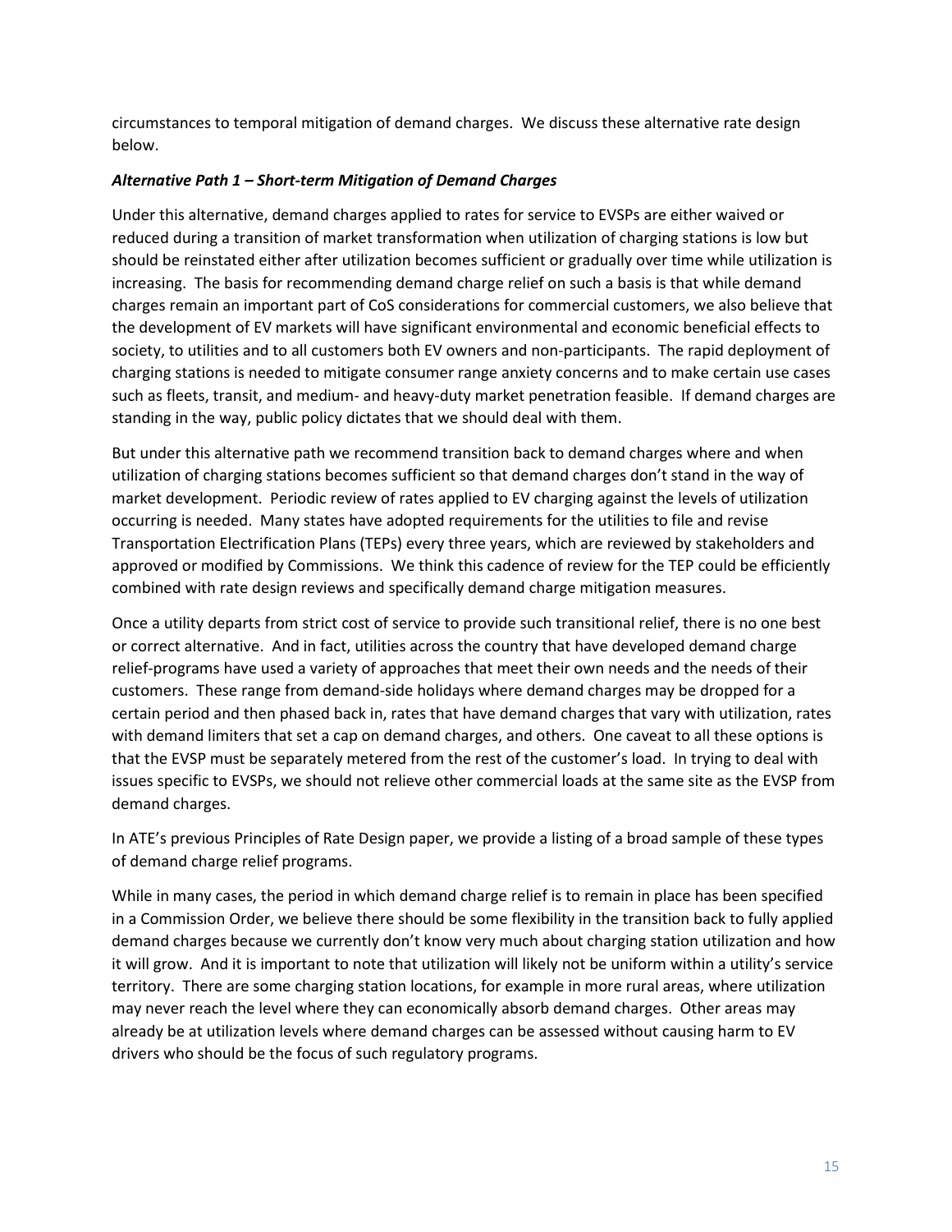circumstances to temporal mitigation of demand charges. We discuss these alternative rate design below.

***Alternative Path 1 – Short-term Mitigation of Demand Charges***

Under this alternative, demand charges applied to rates for service to EVSPs are either waived or reduced during a transition of market transformation when utilization of charging stations is low but should be reinstated either after utilization becomes sufficient or gradually over time while utilization is increasing. The basis for recommending demand charge relief on such a basis is that while demand charges remain an important part of CoS considerations for commercial customers, we also believe that the development of EV markets will have significant environmental and economic beneficial effects to society, to utilities and to all customers both EV owners and non-participants. The rapid deployment of charging stations is needed to mitigate consumer range anxiety concerns and to make certain use cases such as fleets, transit, and medium- and heavy-duty market penetration feasible. If demand charges are standing in the way, public policy dictates that we should deal with them.

But under this alternative path we recommend transition back to demand charges where and when utilization of charging stations becomes sufficient so that demand charges don't stand in the way of market development. Periodic review of rates applied to EV charging against the levels of utilization occurring is needed. Many states have adopted requirements for the utilities to file and revise Transportation Electrification Plans (TEPs) every three years, which are reviewed by stakeholders and approved or modified by Commissions. We think this cadence of review for the TEP could be efficiently combined with rate design reviews and specifically demand charge mitigation measures.

Once a utility departs from strict cost of service to provide such transitional relief, there is no one best or correct alternative. And in fact, utilities across the country that have developed demand charge relief-programs have used a variety of approaches that meet their own needs and the needs of their customers. These range from demand-side holidays where demand charges may be dropped for a certain period and then phased back in, rates that have demand charges that vary with utilization, rates with demand limiters that set a cap on demand charges, and others. One caveat to all these options is that the EVSP must be separately metered from the rest of the customer's load. In trying to deal with issues specific to EVSPs, we should not relieve other commercial loads at the same site as the EVSP from demand charges.

In ATE's previous Principles of Rate Design paper, we provide a listing of a broad sample of these types of demand charge relief programs.

While in many cases, the period in which demand charge relief is to remain in place has been specified in a Commission Order, we believe there should be some flexibility in the transition back to fully applied demand charges because we currently don't know very much about charging station utilization and how it will grow. And it is important to note that utilization will likely not be uniform within a utility's service territory. There are some charging station locations, for example in more rural areas, where utilization may never reach the level where they can economically absorb demand charges. Other areas may already be at utilization levels where demand charges can be assessed without causing harm to EV drivers who should be the focus of such regulatory programs.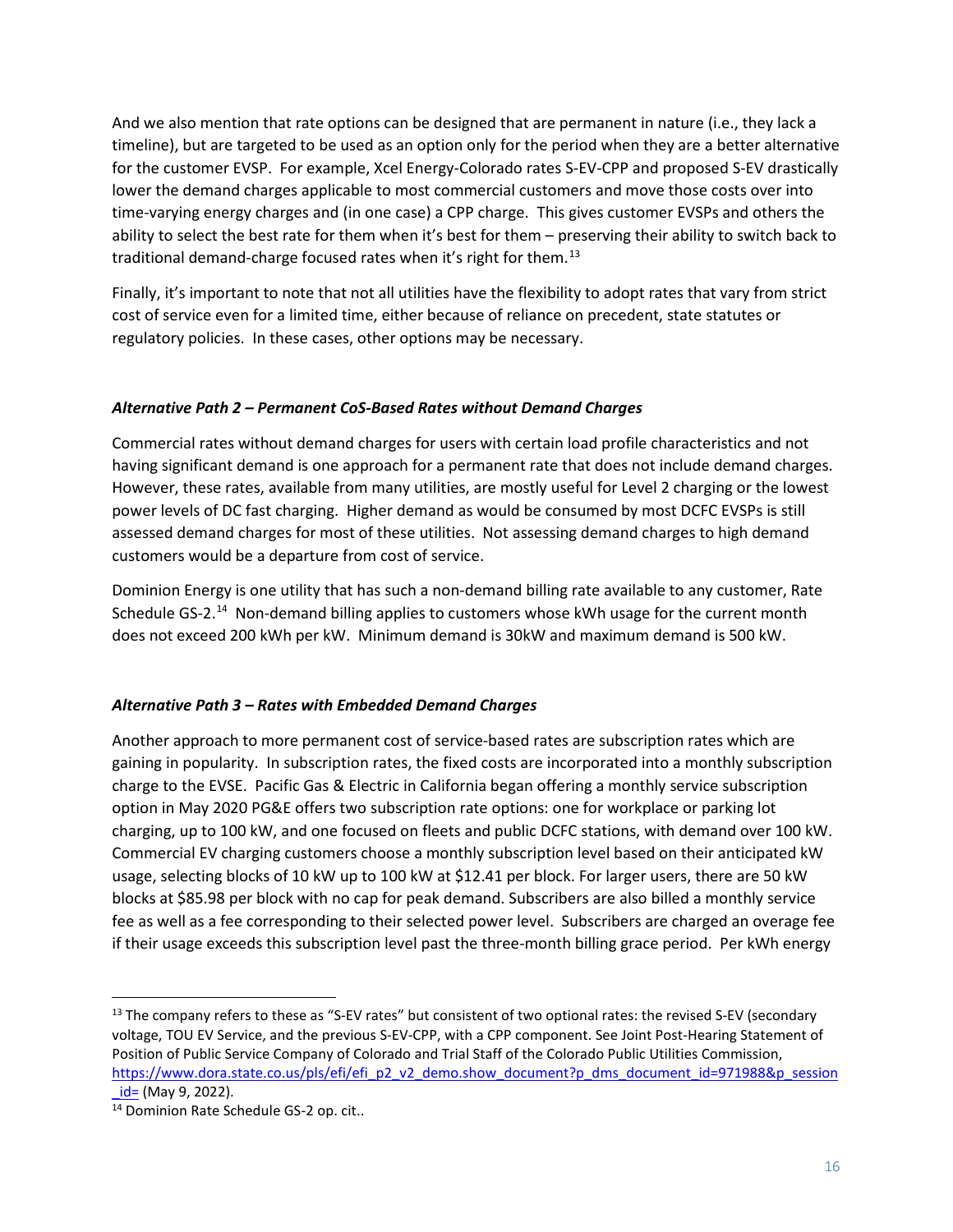And we also mention that rate options can be designed that are permanent in nature (i.e., they lack a timeline), but are targeted to be used as an option only for the period when they are a better alternative for the customer EVSP. For example, Xcel Energy-Colorado rates S-EV-CPP and proposed S-EV drastically lower the demand charges applicable to most commercial customers and move those costs over into time-varying energy charges and (in one case) a CPP charge. This gives customer EVSPs and others the ability to select the best rate for them when it's best for them – preserving their ability to switch back to traditional demand-charge focused rates when it's right for them.[13]

Finally, it's important to note that not all utilities have the flexibility to adopt rates that vary from strict cost of service even for a limited time, either because of reliance on precedent, state statutes or regulatory policies. In these cases, other options may be necessary.

### *Alternative Path 2 – Permanent CoS-Based Rates without Demand Charges*

Commercial rates without demand charges for users with certain load profile characteristics and not having significant demand is one approach for a permanent rate that does not include demand charges. However, these rates, available from many utilities, are mostly useful for Level 2 charging or the lowest power levels of DC fast charging. Higher demand as would be consumed by most DCFC EVSPs is still assessed demand charges for most of these utilities. Not assessing demand charges to high demand customers would be a departure from cost of service.

Dominion Energy is one utility that has such a non-demand billing rate available to any customer, Rate Schedule GS-2.[14] Non-demand billing applies to customers whose kWh usage for the current month does not exceed 200 kWh per kW. Minimum demand is 30kW and maximum demand is 500 kW.

### *Alternative Path 3 – Rates with Embedded Demand Charges*

Another approach to more permanent cost of service-based rates are subscription rates which are gaining in popularity. In subscription rates, the fixed costs are incorporated into a monthly subscription charge to the EVSE. Pacific Gas & Electric in California began offering a monthly service subscription option in May 2020 PG&E offers two subscription rate options: one for workplace or parking lot charging, up to 100 kW, and one focused on fleets and public DCFC stations, with demand over 100 kW. Commercial EV charging customers choose a monthly subscription level based on their anticipated kW usage, selecting blocks of 10 kW up to 100 kW at $12.41 per block. For larger users, there are 50 kW blocks at $85.98 per block with no cap for peak demand. Subscribers are also billed a monthly service fee as well as a fee corresponding to their selected power level. Subscribers are charged an overage fee if their usage exceeds this subscription level past the three-month billing grace period. Per kWh energy

---

[13] The company refers to these as "S-EV rates" but consistent of two optional rates: the revised S-EV (secondary voltage, TOU EV Service, and the previous S-EV-CPP, with a CPP component. See Joint Post-Hearing Statement of Position of Public Service Company of Colorado and Trial Staff of the Colorado Public Utilities Commission, https://www.dora.state.co.us/pls/efi/efi_p2_v2_demo.show_document?p_dms_document_id=971988&p_session_id= (May 9, 2022).

[14] Dominion Rate Schedule GS-2 op. cit..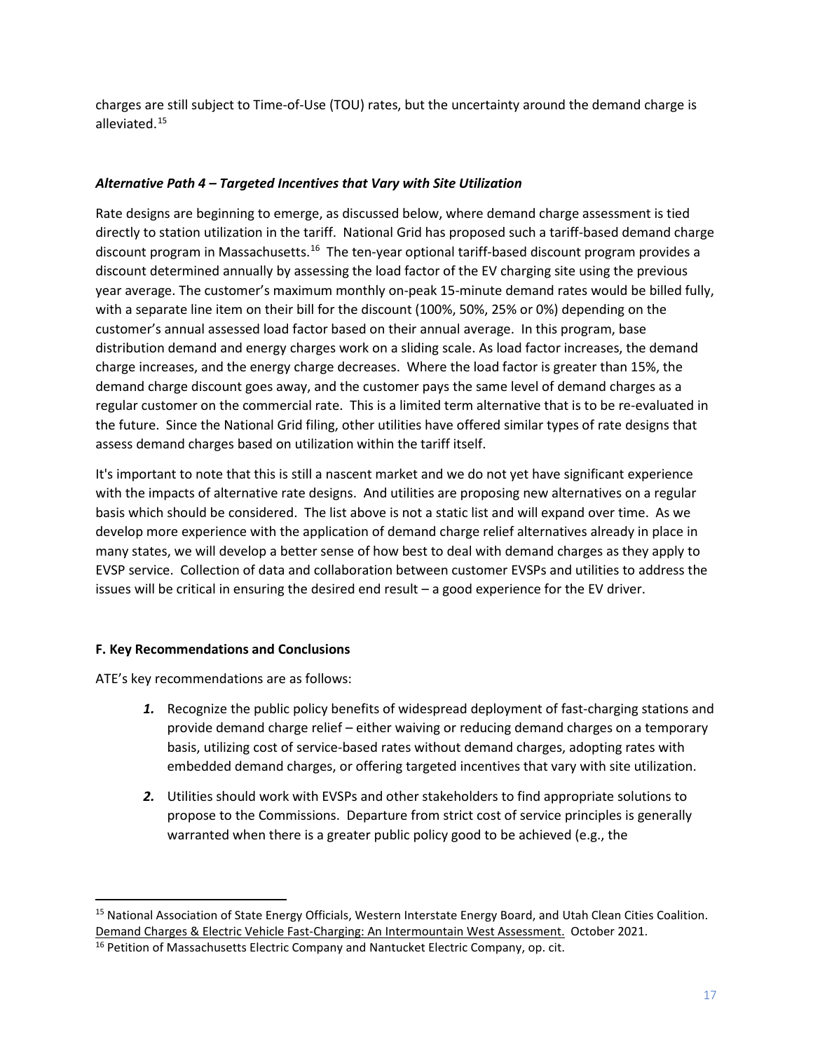charges are still subject to Time-of-Use (TOU) rates, but the uncertainty around the demand charge is alleviated.[15]

### *Alternative Path 4 – Targeted Incentives that Vary with Site Utilization*

Rate designs are beginning to emerge, as discussed below, where demand charge assessment is tied directly to station utilization in the tariff. National Grid has proposed such a tariff-based demand charge discount program in Massachusetts.[16] The ten-year optional tariff-based discount program provides a discount determined annually by assessing the load factor of the EV charging site using the previous year average. The customer's maximum monthly on-peak 15-minute demand rates would be billed fully, with a separate line item on their bill for the discount (100%, 50%, 25% or 0%) depending on the customer's annual assessed load factor based on their annual average. In this program, base distribution demand and energy charges work on a sliding scale. As load factor increases, the demand charge increases, and the energy charge decreases. Where the load factor is greater than 15%, the demand charge discount goes away, and the customer pays the same level of demand charges as a regular customer on the commercial rate. This is a limited term alternative that is to be re-evaluated in the future. Since the National Grid filing, other utilities have offered similar types of rate designs that assess demand charges based on utilization within the tariff itself.

It's important to note that this is still a nascent market and we do not yet have significant experience with the impacts of alternative rate designs. And utilities are proposing new alternatives on a regular basis which should be considered. The list above is not a static list and will expand over time. As we develop more experience with the application of demand charge relief alternatives already in place in many states, we will develop a better sense of how best to deal with demand charges as they apply to EVSP service. Collection of data and collaboration between customer EVSPs and utilities to address the issues will be critical in ensuring the desired end result – a good experience for the EV driver.

## F. Key Recommendations and Conclusions

ATE's key recommendations are as follows:

1. Recognize the public policy benefits of widespread deployment of fast-charging stations and provide demand charge relief – either waiving or reducing demand charges on a temporary basis, utilizing cost of service-based rates without demand charges, adopting rates with embedded demand charges, or offering targeted incentives that vary with site utilization.
2. Utilities should work with EVSPs and other stakeholders to find appropriate solutions to propose to the Commissions. Departure from strict cost of service principles is generally warranted when there is a greater public policy good to be achieved (e.g., the

---

[15] National Association of State Energy Officials, Western Interstate Energy Board, and Utah Clean Cities Coalition. Demand Charges & Electric Vehicle Fast-Charging: An Intermountain West Assessment. October 2021.

[16] Petition of Massachusetts Electric Company and Nantucket Electric Company, op. cit.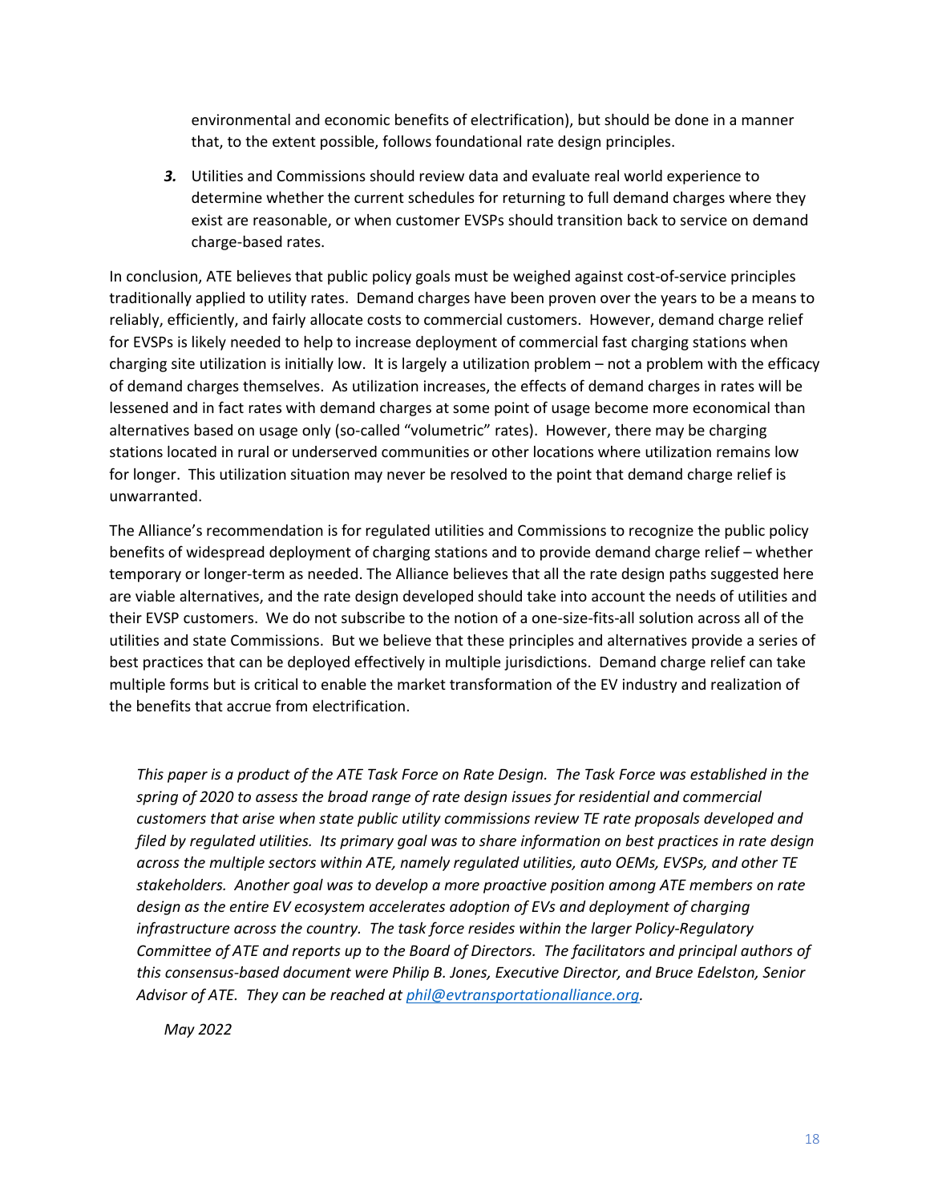environmental and economic benefits of electrification), but should be done in a manner that, to the extent possible, follows foundational rate design principles.

3. Utilities and Commissions should review data and evaluate real world experience to determine whether the current schedules for returning to full demand charges where they exist are reasonable, or when customer EVSPs should transition back to service on demand charge-based rates.

In conclusion, ATE believes that public policy goals must be weighed against cost-of-service principles traditionally applied to utility rates. Demand charges have been proven over the years to be a means to reliably, efficiently, and fairly allocate costs to commercial customers. However, demand charge relief for EVSPs is likely needed to help to increase deployment of commercial fast charging stations when charging site utilization is initially low. It is largely a utilization problem – not a problem with the efficacy of demand charges themselves. As utilization increases, the effects of demand charges in rates will be lessened and in fact rates with demand charges at some point of usage become more economical than alternatives based on usage only (so-called "volumetric" rates). However, there may be charging stations located in rural or underserved communities or other locations where utilization remains low for longer. This utilization situation may never be resolved to the point that demand charge relief is unwarranted.

The Alliance's recommendation is for regulated utilities and Commissions to recognize the public policy benefits of widespread deployment of charging stations and to provide demand charge relief – whether temporary or longer-term as needed. The Alliance believes that all the rate design paths suggested here are viable alternatives, and the rate design developed should take into account the needs of utilities and their EVSP customers. We do not subscribe to the notion of a one-size-fits-all solution across all of the utilities and state Commissions. But we believe that these principles and alternatives provide a series of best practices that can be deployed effectively in multiple jurisdictions. Demand charge relief can take multiple forms but is critical to enable the market transformation of the EV industry and realization of the benefits that accrue from electrification.

*This paper is a product of the ATE Task Force on Rate Design. The Task Force was established in the spring of 2020 to assess the broad range of rate design issues for residential and commercial customers that arise when state public utility commissions review TE rate proposals developed and filed by regulated utilities. Its primary goal was to share information on best practices in rate design across the multiple sectors within ATE, namely regulated utilities, auto OEMs, EVSPs, and other TE stakeholders. Another goal was to develop a more proactive position among ATE members on rate design as the entire EV ecosystem accelerates adoption of EVs and deployment of charging infrastructure across the country. The task force resides within the larger Policy-Regulatory Committee of ATE and reports up to the Board of Directors. The facilitators and principal authors of this consensus-based document were Philip B. Jones, Executive Director, and Bruce Edelston, Senior Advisor of ATE. They can be reached at phil@evtransportationalliance.org.*

*May 2022*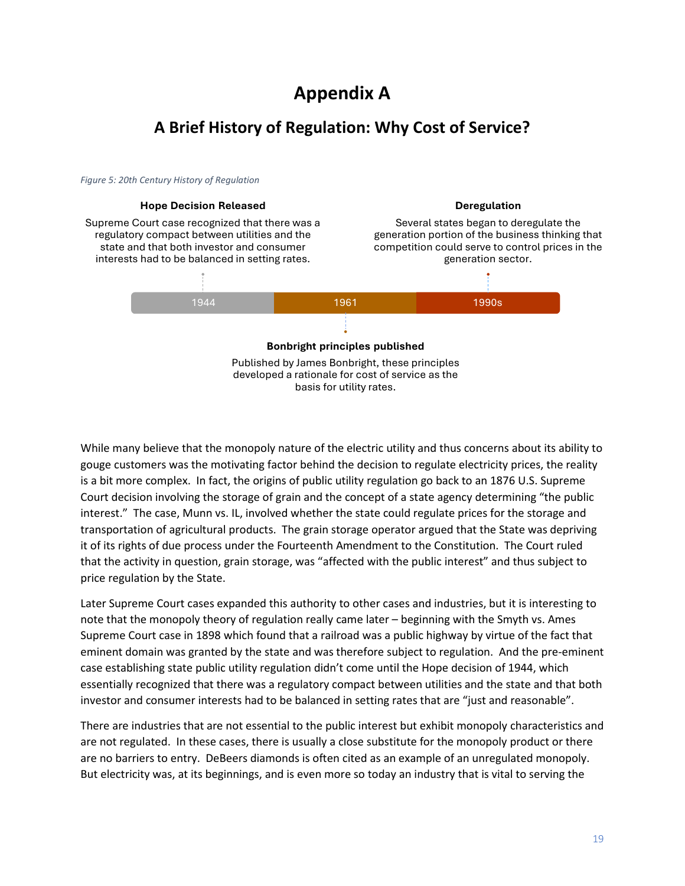# Appendix A

## A Brief History of Regulation: Why Cost of Service?

*Figure 5: 20th Century History of Regulation*

**Hope Decision Released**

Supreme Court case recognized that there was a regulatory compact between utilities and the state and that both investor and consumer interests had to be balanced in setting rates.

**Deregulation**

Several states began to deregulate the generation portion of the business thinking that competition could serve to control prices in the generation sector.

1944 | 1961 | 1990s

**Bonbright principles published**

Published by James Bonbright, these principles developed a rationale for cost of service as the basis for utility rates.

While many believe that the monopoly nature of the electric utility and thus concerns about its ability to gouge customers was the motivating factor behind the decision to regulate electricity prices, the reality is a bit more complex. In fact, the origins of public utility regulation go back to an 1876 U.S. Supreme Court decision involving the storage of grain and the concept of a state agency determining "the public interest." The case, Munn vs. IL, involved whether the state could regulate prices for the storage and transportation of agricultural products. The grain storage operator argued that the State was depriving it of its rights of due process under the Fourteenth Amendment to the Constitution. The Court ruled that the activity in question, grain storage, was "affected with the public interest" and thus subject to price regulation by the State.

Later Supreme Court cases expanded this authority to other cases and industries, but it is interesting to note that the monopoly theory of regulation really came later – beginning with the Smyth vs. Ames Supreme Court case in 1898 which found that a railroad was a public highway by virtue of the fact that eminent domain was granted by the state and was therefore subject to regulation. And the pre-eminent case establishing state public utility regulation didn't come until the Hope decision of 1944, which essentially recognized that there was a regulatory compact between utilities and the state and that both investor and consumer interests had to be balanced in setting rates that are "just and reasonable".

There are industries that are not essential to the public interest but exhibit monopoly characteristics and are not regulated. In these cases, there is usually a close substitute for the monopoly product or there are no barriers to entry. DeBeers diamonds is often cited as an example of an unregulated monopoly. But electricity was, at its beginnings, and is even more so today an industry that is vital to serving the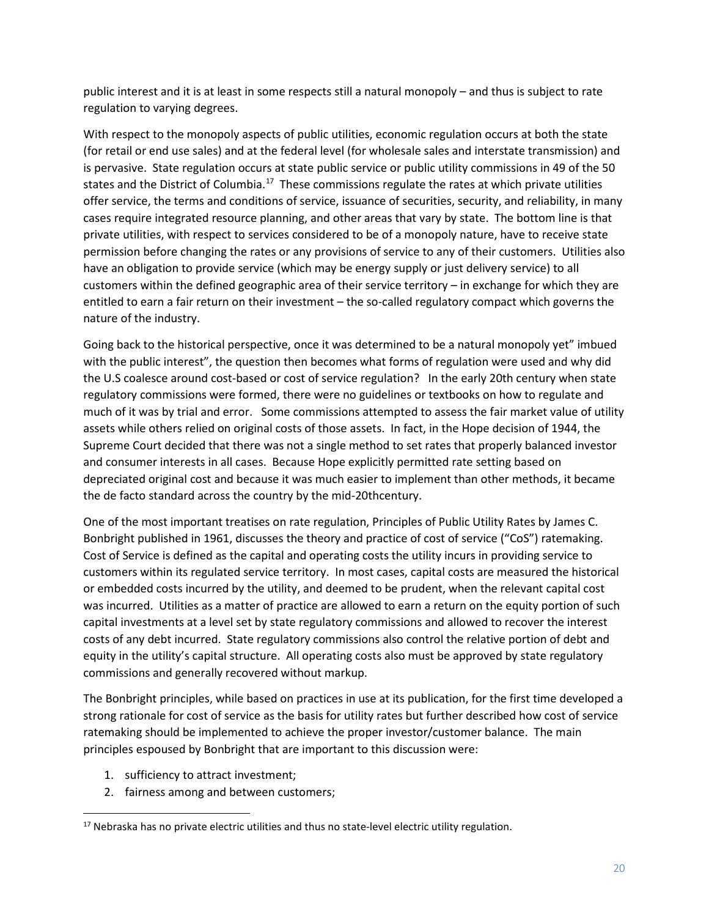public interest and it is at least in some respects still a natural monopoly – and thus is subject to rate regulation to varying degrees.

With respect to the monopoly aspects of public utilities, economic regulation occurs at both the state (for retail or end use sales) and at the federal level (for wholesale sales and interstate transmission) and is pervasive. State regulation occurs at state public service or public utility commissions in 49 of the 50 states and the District of Columbia.[17] These commissions regulate the rates at which private utilities offer service, the terms and conditions of service, issuance of securities, security, and reliability, in many cases require integrated resource planning, and other areas that vary by state. The bottom line is that private utilities, with respect to services considered to be of a monopoly nature, have to receive state permission before changing the rates or any provisions of service to any of their customers. Utilities also have an obligation to provide service (which may be energy supply or just delivery service) to all customers within the defined geographic area of their service territory – in exchange for which they are entitled to earn a fair return on their investment – the so-called regulatory compact which governs the nature of the industry.

Going back to the historical perspective, once it was determined to be a natural monopoly yet" imbued with the public interest", the question then becomes what forms of regulation were used and why did the U.S coalesce around cost-based or cost of service regulation? In the early 20th century when state regulatory commissions were formed, there were no guidelines or textbooks on how to regulate and much of it was by trial and error. Some commissions attempted to assess the fair market value of utility assets while others relied on original costs of those assets. In fact, in the Hope decision of 1944, the Supreme Court decided that there was not a single method to set rates that properly balanced investor and consumer interests in all cases. Because Hope explicitly permitted rate setting based on depreciated original cost and because it was much easier to implement than other methods, it became the de facto standard across the country by the mid-20thcentury.

One of the most important treatises on rate regulation, Principles of Public Utility Rates by James C. Bonbright published in 1961, discusses the theory and practice of cost of service ("CoS") ratemaking. Cost of Service is defined as the capital and operating costs the utility incurs in providing service to customers within its regulated service territory. In most cases, capital costs are measured the historical or embedded costs incurred by the utility, and deemed to be prudent, when the relevant capital cost was incurred. Utilities as a matter of practice are allowed to earn a return on the equity portion of such capital investments at a level set by state regulatory commissions and allowed to recover the interest costs of any debt incurred. State regulatory commissions also control the relative portion of debt and equity in the utility's capital structure. All operating costs also must be approved by state regulatory commissions and generally recovered without markup.

The Bonbright principles, while based on practices in use at its publication, for the first time developed a strong rationale for cost of service as the basis for utility rates but further described how cost of service ratemaking should be implemented to achieve the proper investor/customer balance. The main principles espoused by Bonbright that are important to this discussion were:

1. sufficiency to attract investment;
2. fairness among and between customers;

[17] Nebraska has no private electric utilities and thus no state-level electric utility regulation.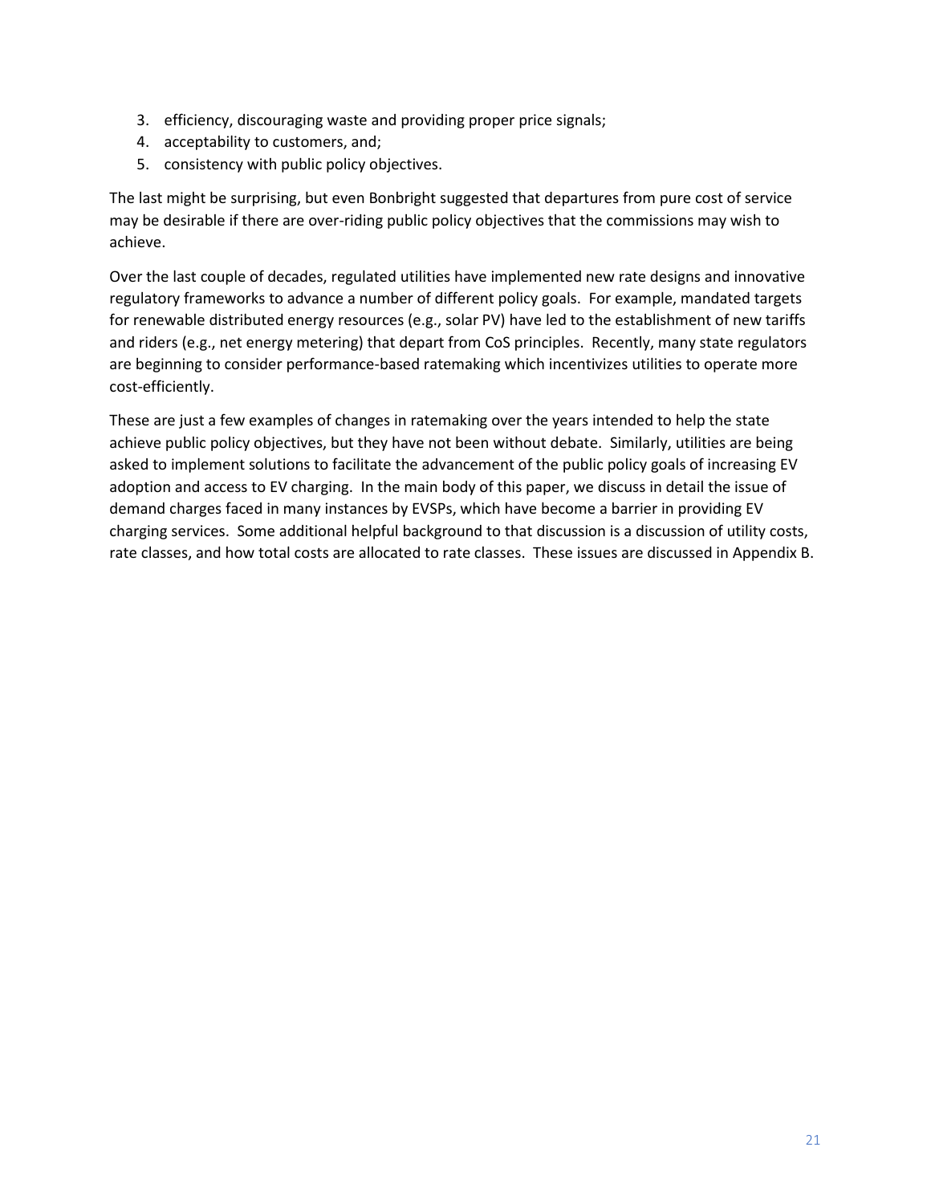3. efficiency, discouraging waste and providing proper price signals;
4. acceptability to customers, and;
5. consistency with public policy objectives.

The last might be surprising, but even Bonbright suggested that departures from pure cost of service may be desirable if there are over-riding public policy objectives that the commissions may wish to achieve.

Over the last couple of decades, regulated utilities have implemented new rate designs and innovative regulatory frameworks to advance a number of different policy goals. For example, mandated targets for renewable distributed energy resources (e.g., solar PV) have led to the establishment of new tariffs and riders (e.g., net energy metering) that depart from CoS principles. Recently, many state regulators are beginning to consider performance-based ratemaking which incentivizes utilities to operate more cost-efficiently.

These are just a few examples of changes in ratemaking over the years intended to help the state achieve public policy objectives, but they have not been without debate. Similarly, utilities are being asked to implement solutions to facilitate the advancement of the public policy goals of increasing EV adoption and access to EV charging. In the main body of this paper, we discuss in detail the issue of demand charges faced in many instances by EVSPs, which have become a barrier in providing EV charging services. Some additional helpful background to that discussion is a discussion of utility costs, rate classes, and how total costs are allocated to rate classes. These issues are discussed in Appendix B.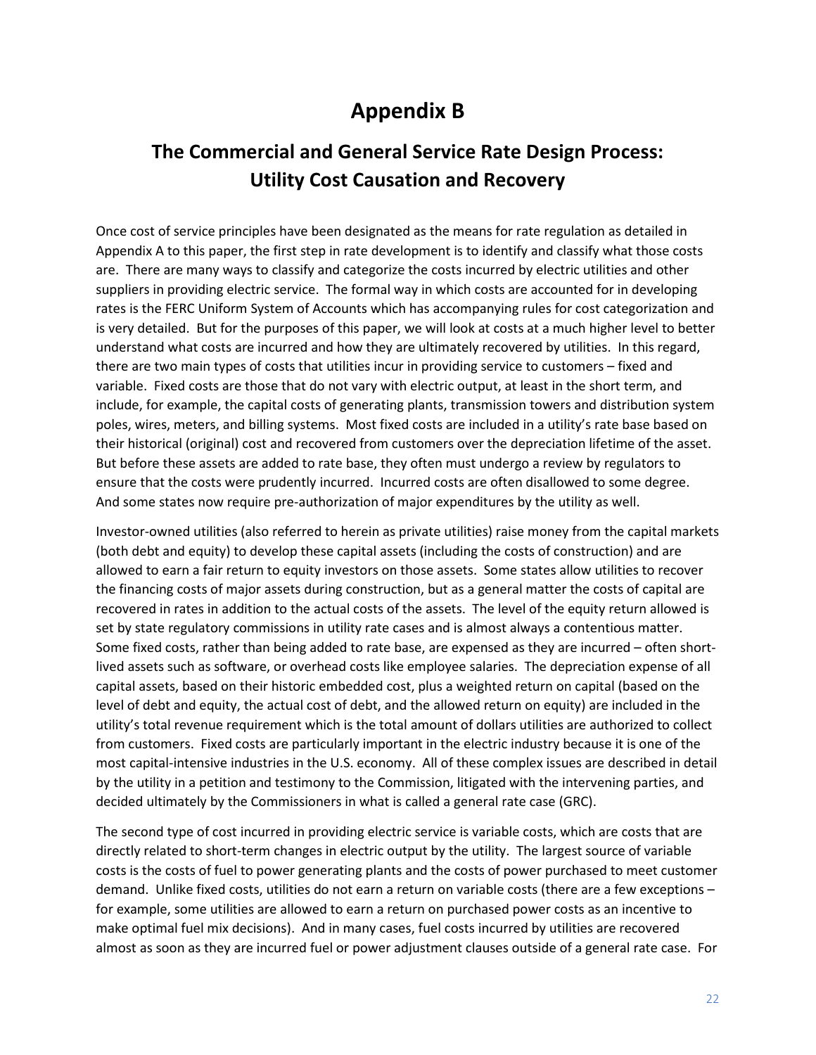# Appendix B

## The Commercial and General Service Rate Design Process: Utility Cost Causation and Recovery

Once cost of service principles have been designated as the means for rate regulation as detailed in Appendix A to this paper, the first step in rate development is to identify and classify what those costs are. There are many ways to classify and categorize the costs incurred by electric utilities and other suppliers in providing electric service. The formal way in which costs are accounted for in developing rates is the FERC Uniform System of Accounts which has accompanying rules for cost categorization and is very detailed. But for the purposes of this paper, we will look at costs at a much higher level to better understand what costs are incurred and how they are ultimately recovered by utilities. In this regard, there are two main types of costs that utilities incur in providing service to customers – fixed and variable. Fixed costs are those that do not vary with electric output, at least in the short term, and include, for example, the capital costs of generating plants, transmission towers and distribution system poles, wires, meters, and billing systems. Most fixed costs are included in a utility's rate base based on their historical (original) cost and recovered from customers over the depreciation lifetime of the asset. But before these assets are added to rate base, they often must undergo a review by regulators to ensure that the costs were prudently incurred. Incurred costs are often disallowed to some degree. And some states now require pre-authorization of major expenditures by the utility as well.

Investor-owned utilities (also referred to herein as private utilities) raise money from the capital markets (both debt and equity) to develop these capital assets (including the costs of construction) and are allowed to earn a fair return to equity investors on those assets. Some states allow utilities to recover the financing costs of major assets during construction, but as a general matter the costs of capital are recovered in rates in addition to the actual costs of the assets. The level of the equity return allowed is set by state regulatory commissions in utility rate cases and is almost always a contentious matter. Some fixed costs, rather than being added to rate base, are expensed as they are incurred – often short-lived assets such as software, or overhead costs like employee salaries. The depreciation expense of all capital assets, based on their historic embedded cost, plus a weighted return on capital (based on the level of debt and equity, the actual cost of debt, and the allowed return on equity) are included in the utility's total revenue requirement which is the total amount of dollars utilities are authorized to collect from customers. Fixed costs are particularly important in the electric industry because it is one of the most capital-intensive industries in the U.S. economy. All of these complex issues are described in detail by the utility in a petition and testimony to the Commission, litigated with the intervening parties, and decided ultimately by the Commissioners in what is called a general rate case (GRC).

The second type of cost incurred in providing electric service is variable costs, which are costs that are directly related to short-term changes in electric output by the utility. The largest source of variable costs is the costs of fuel to power generating plants and the costs of power purchased to meet customer demand. Unlike fixed costs, utilities do not earn a return on variable costs (there are a few exceptions – for example, some utilities are allowed to earn a return on purchased power costs as an incentive to make optimal fuel mix decisions). And in many cases, fuel costs incurred by utilities are recovered almost as soon as they are incurred fuel or power adjustment clauses outside of a general rate case. For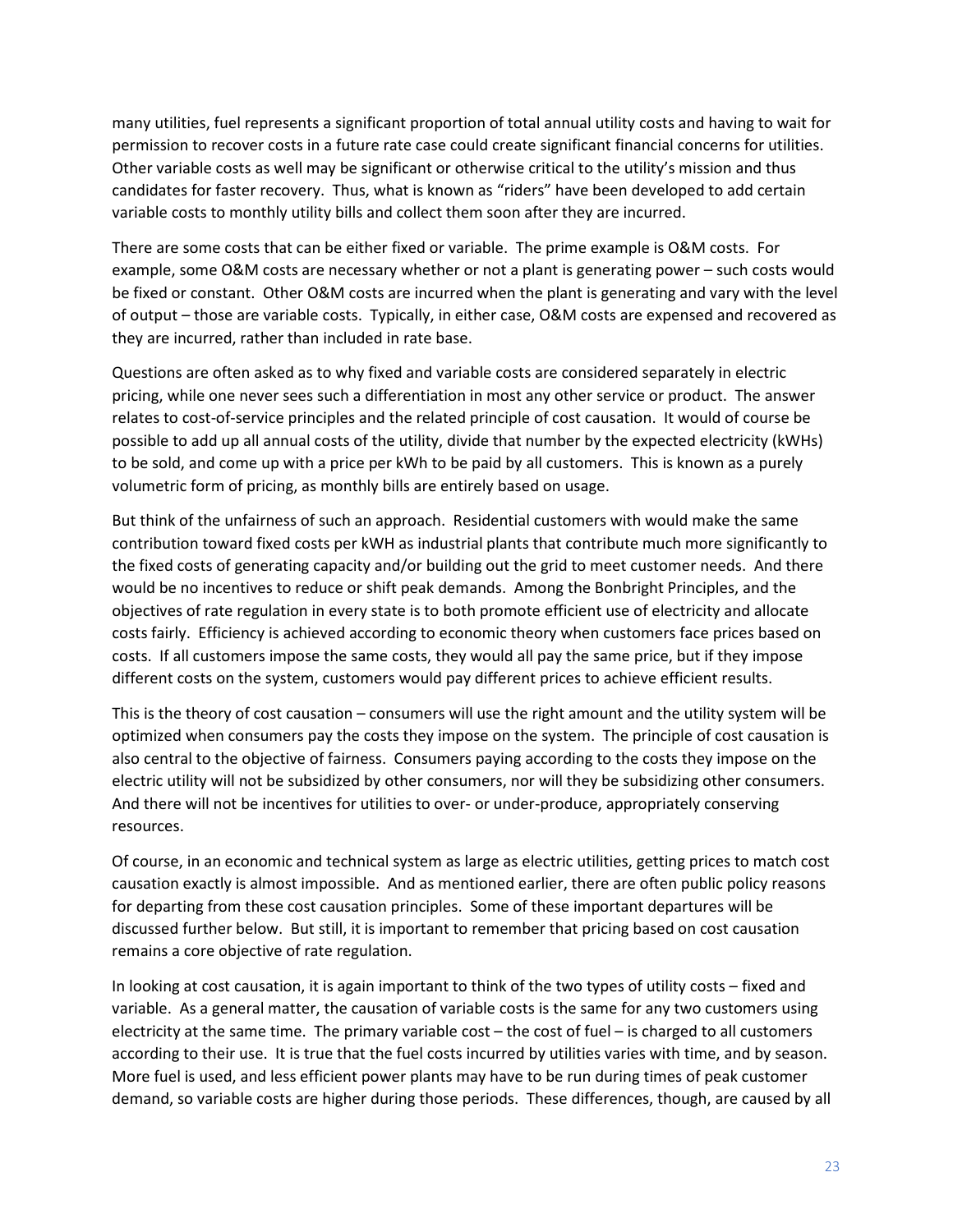many utilities, fuel represents a significant proportion of total annual utility costs and having to wait for permission to recover costs in a future rate case could create significant financial concerns for utilities. Other variable costs as well may be significant or otherwise critical to the utility's mission and thus candidates for faster recovery. Thus, what is known as "riders" have been developed to add certain variable costs to monthly utility bills and collect them soon after they are incurred.

There are some costs that can be either fixed or variable. The prime example is O&M costs. For example, some O&M costs are necessary whether or not a plant is generating power – such costs would be fixed or constant. Other O&M costs are incurred when the plant is generating and vary with the level of output – those are variable costs. Typically, in either case, O&M costs are expensed and recovered as they are incurred, rather than included in rate base.

Questions are often asked as to why fixed and variable costs are considered separately in electric pricing, while one never sees such a differentiation in most any other service or product. The answer relates to cost-of-service principles and the related principle of cost causation. It would of course be possible to add up all annual costs of the utility, divide that number by the expected electricity (kWHs) to be sold, and come up with a price per kWh to be paid by all customers. This is known as a purely volumetric form of pricing, as monthly bills are entirely based on usage.

But think of the unfairness of such an approach. Residential customers with would make the same contribution toward fixed costs per kWH as industrial plants that contribute much more significantly to the fixed costs of generating capacity and/or building out the grid to meet customer needs. And there would be no incentives to reduce or shift peak demands. Among the Bonbright Principles, and the objectives of rate regulation in every state is to both promote efficient use of electricity and allocate costs fairly. Efficiency is achieved according to economic theory when customers face prices based on costs. If all customers impose the same costs, they would all pay the same price, but if they impose different costs on the system, customers would pay different prices to achieve efficient results.

This is the theory of cost causation – consumers will use the right amount and the utility system will be optimized when consumers pay the costs they impose on the system. The principle of cost causation is also central to the objective of fairness. Consumers paying according to the costs they impose on the electric utility will not be subsidized by other consumers, nor will they be subsidizing other consumers. And there will not be incentives for utilities to over- or under-produce, appropriately conserving resources.

Of course, in an economic and technical system as large as electric utilities, getting prices to match cost causation exactly is almost impossible. And as mentioned earlier, there are often public policy reasons for departing from these cost causation principles. Some of these important departures will be discussed further below. But still, it is important to remember that pricing based on cost causation remains a core objective of rate regulation.

In looking at cost causation, it is again important to think of the two types of utility costs – fixed and variable. As a general matter, the causation of variable costs is the same for any two customers using electricity at the same time. The primary variable cost – the cost of fuel – is charged to all customers according to their use. It is true that the fuel costs incurred by utilities varies with time, and by season. More fuel is used, and less efficient power plants may have to be run during times of peak customer demand, so variable costs are higher during those periods. These differences, though, are caused by all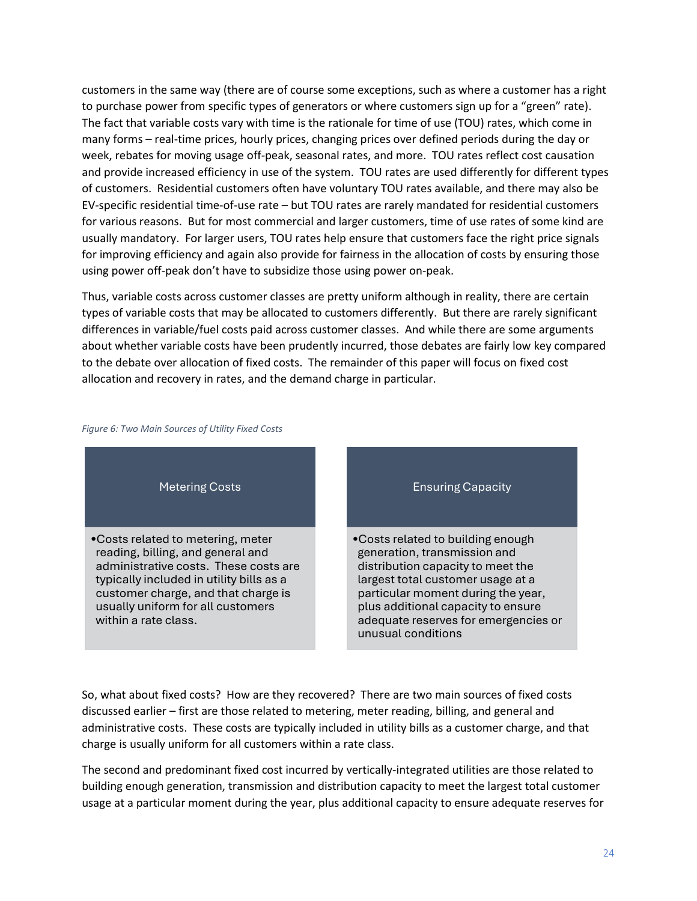customers in the same way (there are of course some exceptions, such as where a customer has a right to purchase power from specific types of generators or where customers sign up for a "green" rate). The fact that variable costs vary with time is the rationale for time of use (TOU) rates, which come in many forms – real-time prices, hourly prices, changing prices over defined periods during the day or week, rebates for moving usage off-peak, seasonal rates, and more. TOU rates reflect cost causation and provide increased efficiency in use of the system. TOU rates are used differently for different types of customers. Residential customers often have voluntary TOU rates available, and there may also be EV-specific residential time-of-use rate – but TOU rates are rarely mandated for residential customers for various reasons. But for most commercial and larger customers, time of use rates of some kind are usually mandatory. For larger users, TOU rates help ensure that customers face the right price signals for improving efficiency and again also provide for fairness in the allocation of costs by ensuring those using power off-peak don't have to subsidize those using power on-peak.

Thus, variable costs across customer classes are pretty uniform although in reality, there are certain types of variable costs that may be allocated to customers differently. But there are rarely significant differences in variable/fuel costs paid across customer classes. And while there are some arguments about whether variable costs have been prudently incurred, those debates are fairly low key compared to the debate over allocation of fixed costs. The remainder of this paper will focus on fixed cost allocation and recovery in rates, and the demand charge in particular.

*Figure 6: Two Main Sources of Utility Fixed Costs*

| Metering Costs | Ensuring Capacity |
| --- | --- |
| • Costs related to metering, meter reading, billing, and general and administrative costs. These costs are typically included in utility bills as a customer charge, and that charge is usually uniform for all customers within a rate class. | • Costs related to building enough generation, transmission and distribution capacity to meet the largest total customer usage at a particular moment during the year, plus additional capacity to ensure adequate reserves for emergencies or unusual conditions |

So, what about fixed costs? How are they recovered? There are two main sources of fixed costs discussed earlier – first are those related to metering, meter reading, billing, and general and administrative costs. These costs are typically included in utility bills as a customer charge, and that charge is usually uniform for all customers within a rate class.

The second and predominant fixed cost incurred by vertically-integrated utilities are those related to building enough generation, transmission and distribution capacity to meet the largest total customer usage at a particular moment during the year, plus additional capacity to ensure adequate reserves for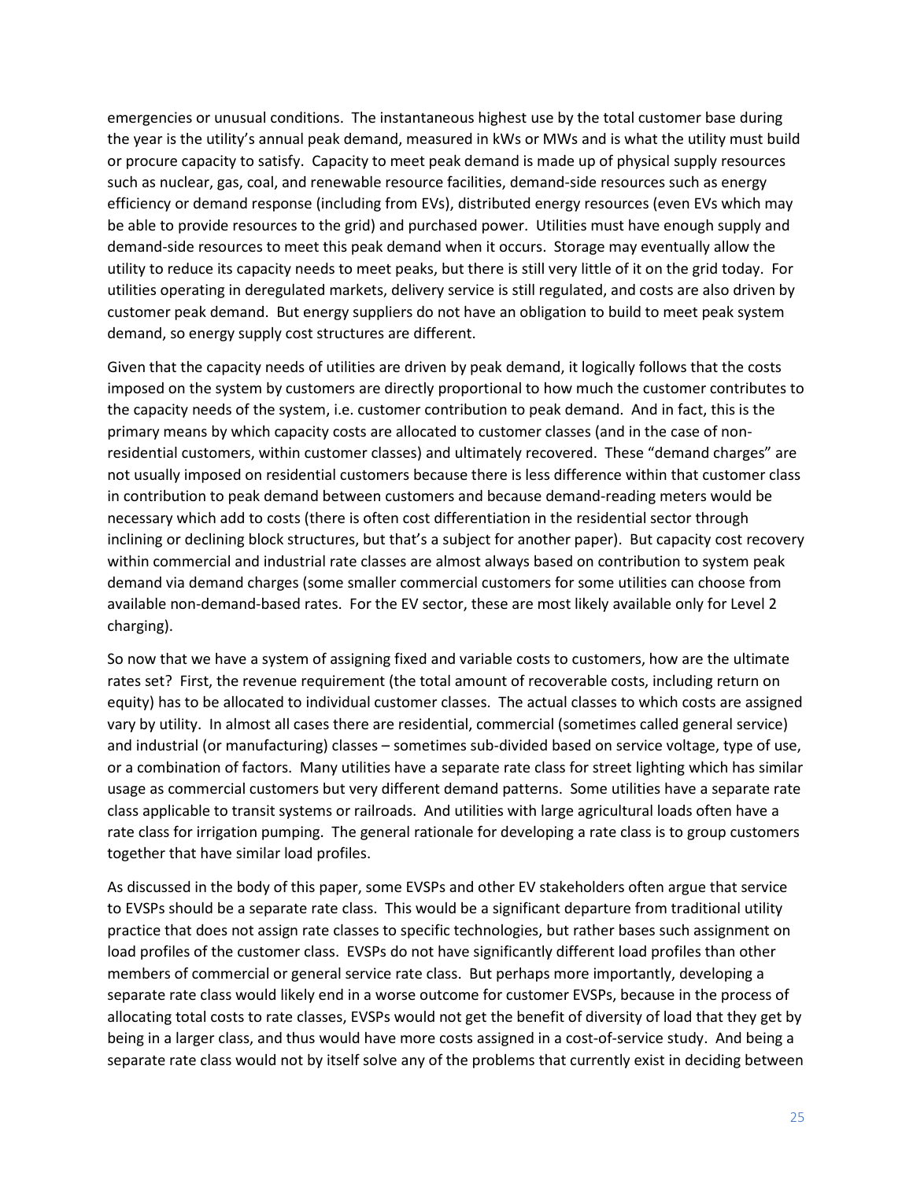emergencies or unusual conditions. The instantaneous highest use by the total customer base during the year is the utility's annual peak demand, measured in kWs or MWs and is what the utility must build or procure capacity to satisfy. Capacity to meet peak demand is made up of physical supply resources such as nuclear, gas, coal, and renewable resource facilities, demand-side resources such as energy efficiency or demand response (including from EVs), distributed energy resources (even EVs which may be able to provide resources to the grid) and purchased power. Utilities must have enough supply and demand-side resources to meet this peak demand when it occurs. Storage may eventually allow the utility to reduce its capacity needs to meet peaks, but there is still very little of it on the grid today. For utilities operating in deregulated markets, delivery service is still regulated, and costs are also driven by customer peak demand. But energy suppliers do not have an obligation to build to meet peak system demand, so energy supply cost structures are different.

Given that the capacity needs of utilities are driven by peak demand, it logically follows that the costs imposed on the system by customers are directly proportional to how much the customer contributes to the capacity needs of the system, i.e. customer contribution to peak demand. And in fact, this is the primary means by which capacity costs are allocated to customer classes (and in the case of non-residential customers, within customer classes) and ultimately recovered. These "demand charges" are not usually imposed on residential customers because there is less difference within that customer class in contribution to peak demand between customers and because demand-reading meters would be necessary which add to costs (there is often cost differentiation in the residential sector through inclining or declining block structures, but that's a subject for another paper). But capacity cost recovery within commercial and industrial rate classes are almost always based on contribution to system peak demand via demand charges (some smaller commercial customers for some utilities can choose from available non-demand-based rates. For the EV sector, these are most likely available only for Level 2 charging).

So now that we have a system of assigning fixed and variable costs to customers, how are the ultimate rates set? First, the revenue requirement (the total amount of recoverable costs, including return on equity) has to be allocated to individual customer classes. The actual classes to which costs are assigned vary by utility. In almost all cases there are residential, commercial (sometimes called general service) and industrial (or manufacturing) classes – sometimes sub-divided based on service voltage, type of use, or a combination of factors. Many utilities have a separate rate class for street lighting which has similar usage as commercial customers but very different demand patterns. Some utilities have a separate rate class applicable to transit systems or railroads. And utilities with large agricultural loads often have a rate class for irrigation pumping. The general rationale for developing a rate class is to group customers together that have similar load profiles.

As discussed in the body of this paper, some EVSPs and other EV stakeholders often argue that service to EVSPs should be a separate rate class. This would be a significant departure from traditional utility practice that does not assign rate classes to specific technologies, but rather bases such assignment on load profiles of the customer class. EVSPs do not have significantly different load profiles than other members of commercial or general service rate class. But perhaps more importantly, developing a separate rate class would likely end in a worse outcome for customer EVSPs, because in the process of allocating total costs to rate classes, EVSPs would not get the benefit of diversity of load that they get by being in a larger class, and thus would have more costs assigned in a cost-of-service study. And being a separate rate class would not by itself solve any of the problems that currently exist in deciding between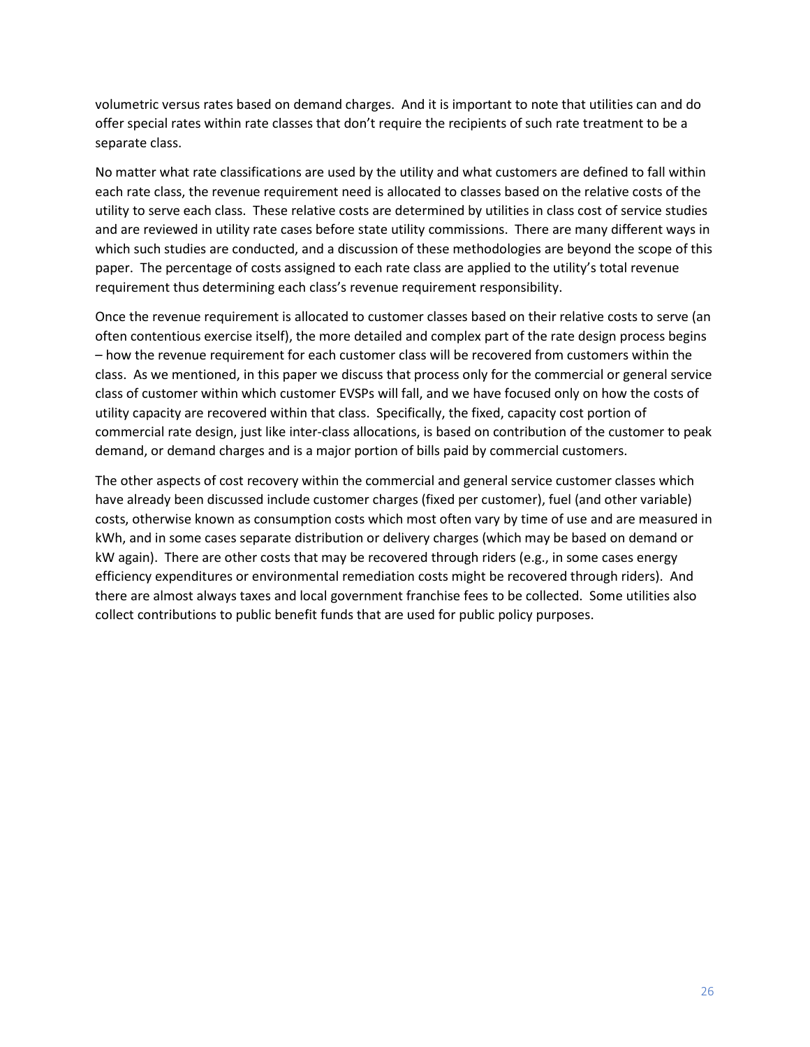volumetric versus rates based on demand charges. And it is important to note that utilities can and do offer special rates within rate classes that don't require the recipients of such rate treatment to be a separate class.

No matter what rate classifications are used by the utility and what customers are defined to fall within each rate class, the revenue requirement need is allocated to classes based on the relative costs of the utility to serve each class. These relative costs are determined by utilities in class cost of service studies and are reviewed in utility rate cases before state utility commissions. There are many different ways in which such studies are conducted, and a discussion of these methodologies are beyond the scope of this paper. The percentage of costs assigned to each rate class are applied to the utility's total revenue requirement thus determining each class's revenue requirement responsibility.

Once the revenue requirement is allocated to customer classes based on their relative costs to serve (an often contentious exercise itself), the more detailed and complex part of the rate design process begins – how the revenue requirement for each customer class will be recovered from customers within the class. As we mentioned, in this paper we discuss that process only for the commercial or general service class of customer within which customer EVSPs will fall, and we have focused only on how the costs of utility capacity are recovered within that class. Specifically, the fixed, capacity cost portion of commercial rate design, just like inter-class allocations, is based on contribution of the customer to peak demand, or demand charges and is a major portion of bills paid by commercial customers.

The other aspects of cost recovery within the commercial and general service customer classes which have already been discussed include customer charges (fixed per customer), fuel (and other variable) costs, otherwise known as consumption costs which most often vary by time of use and are measured in kWh, and in some cases separate distribution or delivery charges (which may be based on demand or kW again). There are other costs that may be recovered through riders (e.g., in some cases energy efficiency expenditures or environmental remediation costs might be recovered through riders). And there are almost always taxes and local government franchise fees to be collected. Some utilities also collect contributions to public benefit funds that are used for public policy purposes.